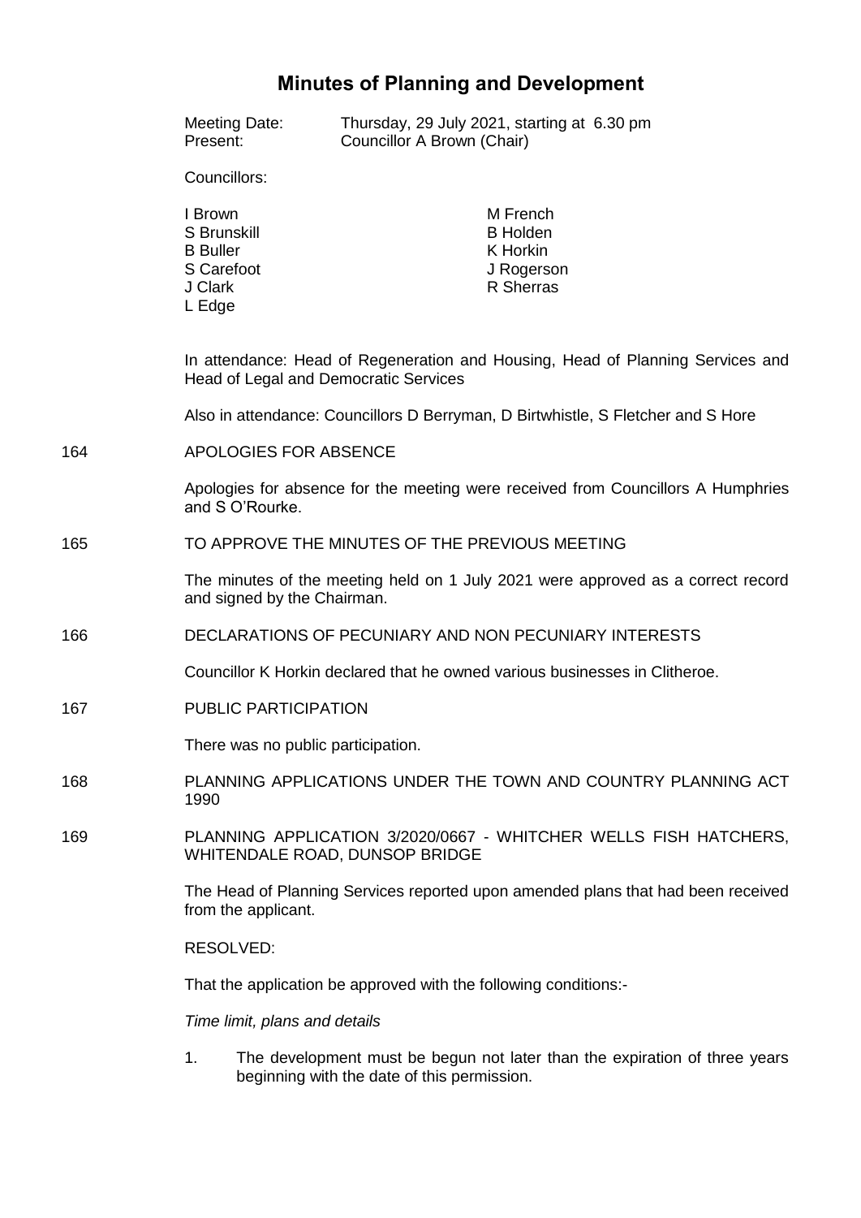# Minutes of Planning and Development

Meeting Date: Thursday, 29 July 2021, starting at 6.30 pm
Present: Councillor A Brown (Chair)

Councillors:

I Brown
S Brunskill
B Buller
S Carefoot
J Clark
L Edge
M French
B Holden
K Horkin
J Rogerson
R Sherras

In attendance: Head of Regeneration and Housing, Head of Planning Services and Head of Legal and Democratic Services

Also in attendance: Councillors D Berryman, D Birtwhistle, S Fletcher and S Hore

164 APOLOGIES FOR ABSENCE

Apologies for absence for the meeting were received from Councillors A Humphries and S O'Rourke.

165 TO APPROVE THE MINUTES OF THE PREVIOUS MEETING

The minutes of the meeting held on 1 July 2021 were approved as a correct record and signed by the Chairman.

166 DECLARATIONS OF PECUNIARY AND NON PECUNIARY INTERESTS

Councillor K Horkin declared that he owned various businesses in Clitheroe.

167 PUBLIC PARTICIPATION

There was no public participation.

168 PLANNING APPLICATIONS UNDER THE TOWN AND COUNTRY PLANNING ACT 1990

169 PLANNING APPLICATION 3/2020/0667 - WHITCHER WELLS FISH HATCHERS, WHITENDALE ROAD, DUNSOP BRIDGE

The Head of Planning Services reported upon amended plans that had been received from the applicant.

RESOLVED:

That the application be approved with the following conditions:-

*Time limit, plans and details*

1. The development must be begun not later than the expiration of three years beginning with the date of this permission.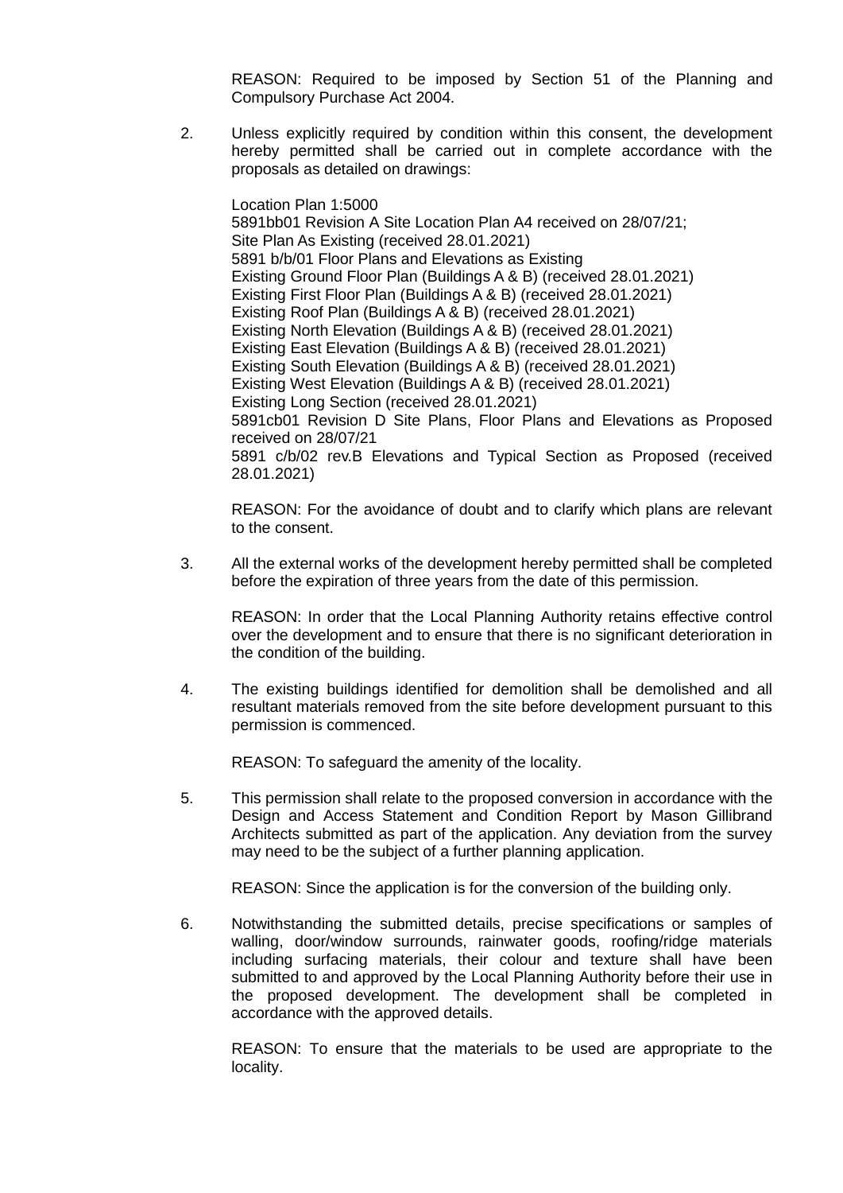REASON: Required to be imposed by Section 51 of the Planning and Compulsory Purchase Act 2004.

2. Unless explicitly required by condition within this consent, the development hereby permitted shall be carried out in complete accordance with the proposals as detailed on drawings:

   Location Plan 1:5000
   5891bb01 Revision A Site Location Plan A4 received on 28/07/21;
   Site Plan As Existing (received 28.01.2021)
   5891 b/b/01 Floor Plans and Elevations as Existing
   Existing Ground Floor Plan (Buildings A & B) (received 28.01.2021)
   Existing First Floor Plan (Buildings A & B) (received 28.01.2021)
   Existing Roof Plan (Buildings A & B) (received 28.01.2021)
   Existing North Elevation (Buildings A & B) (received 28.01.2021)
   Existing East Elevation (Buildings A & B) (received 28.01.2021)
   Existing South Elevation (Buildings A & B) (received 28.01.2021)
   Existing West Elevation (Buildings A & B) (received 28.01.2021)
   Existing Long Section (received 28.01.2021)
   5891cb01 Revision D Site Plans, Floor Plans and Elevations as Proposed received on 28/07/21
   5891 c/b/02 rev.B Elevations and Typical Section as Proposed (received 28.01.2021)

   REASON: For the avoidance of doubt and to clarify which plans are relevant to the consent.

3. All the external works of the development hereby permitted shall be completed before the expiration of three years from the date of this permission.

   REASON: In order that the Local Planning Authority retains effective control over the development and to ensure that there is no significant deterioration in the condition of the building.

4. The existing buildings identified for demolition shall be demolished and all resultant materials removed from the site before development pursuant to this permission is commenced.

   REASON: To safeguard the amenity of the locality.

5. This permission shall relate to the proposed conversion in accordance with the Design and Access Statement and Condition Report by Mason Gillibrand Architects submitted as part of the application. Any deviation from the survey may need to be the subject of a further planning application.

   REASON: Since the application is for the conversion of the building only.

6. Notwithstanding the submitted details, precise specifications or samples of walling, door/window surrounds, rainwater goods, roofing/ridge materials including surfacing materials, their colour and texture shall have been submitted to and approved by the Local Planning Authority before their use in the proposed development. The development shall be completed in accordance with the approved details.

   REASON: To ensure that the materials to be used are appropriate to the locality.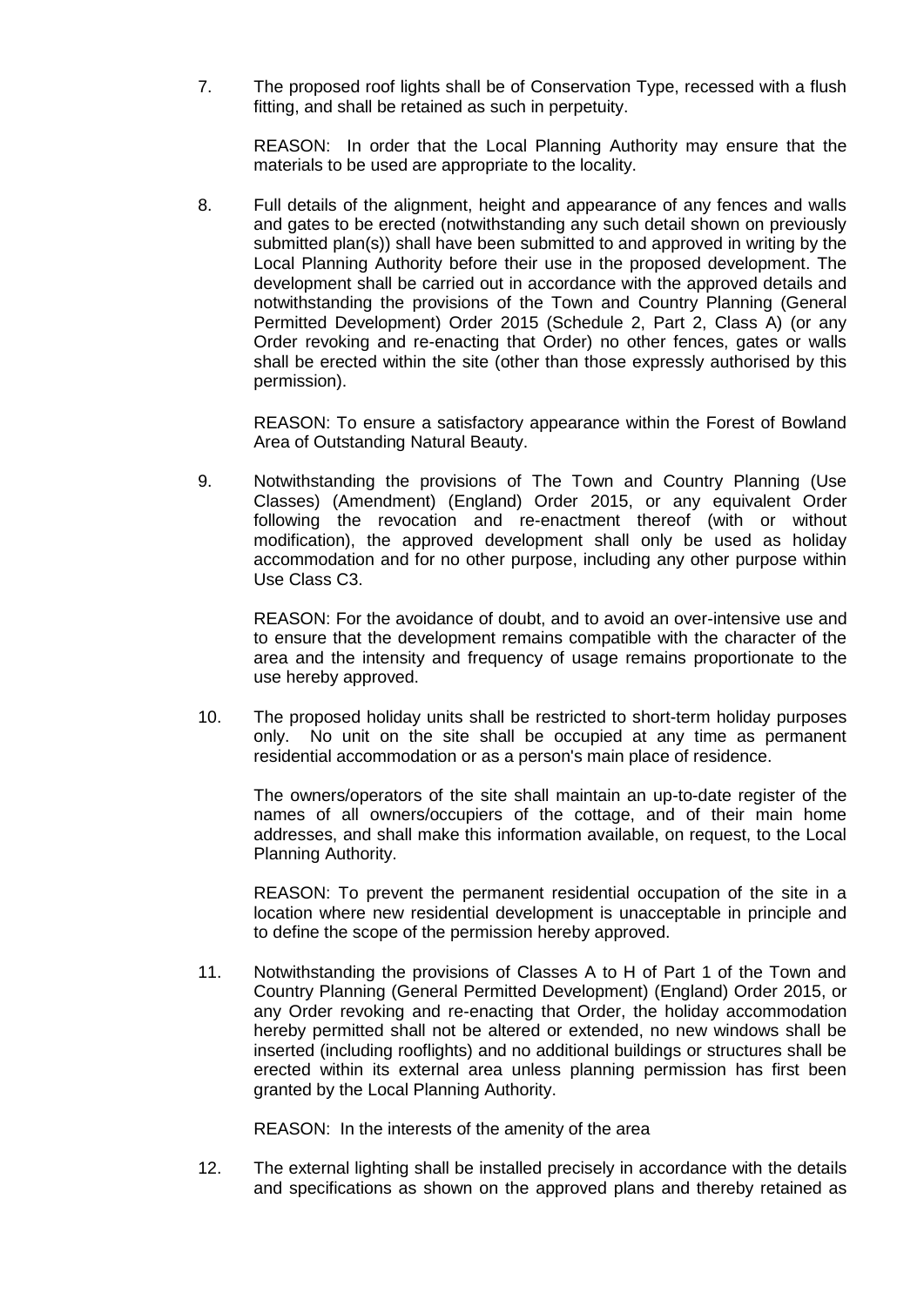7. The proposed roof lights shall be of Conservation Type, recessed with a flush fitting, and shall be retained as such in perpetuity.

   REASON: In order that the Local Planning Authority may ensure that the materials to be used are appropriate to the locality.

8. Full details of the alignment, height and appearance of any fences and walls and gates to be erected (notwithstanding any such detail shown on previously submitted plan(s)) shall have been submitted to and approved in writing by the Local Planning Authority before their use in the proposed development. The development shall be carried out in accordance with the approved details and notwithstanding the provisions of the Town and Country Planning (General Permitted Development) Order 2015 (Schedule 2, Part 2, Class A) (or any Order revoking and re-enacting that Order) no other fences, gates or walls shall be erected within the site (other than those expressly authorised by this permission).

   REASON: To ensure a satisfactory appearance within the Forest of Bowland Area of Outstanding Natural Beauty.

9. Notwithstanding the provisions of The Town and Country Planning (Use Classes) (Amendment) (England) Order 2015, or any equivalent Order following the revocation and re-enactment thereof (with or without modification), the approved development shall only be used as holiday accommodation and for no other purpose, including any other purpose within Use Class C3.

   REASON: For the avoidance of doubt, and to avoid an over-intensive use and to ensure that the development remains compatible with the character of the area and the intensity and frequency of usage remains proportionate to the use hereby approved.

10. The proposed holiday units shall be restricted to short-term holiday purposes only. No unit on the site shall be occupied at any time as permanent residential accommodation or as a person's main place of residence.

    The owners/operators of the site shall maintain an up-to-date register of the names of all owners/occupiers of the cottage, and of their main home addresses, and shall make this information available, on request, to the Local Planning Authority.

    REASON: To prevent the permanent residential occupation of the site in a location where new residential development is unacceptable in principle and to define the scope of the permission hereby approved.

11. Notwithstanding the provisions of Classes A to H of Part 1 of the Town and Country Planning (General Permitted Development) (England) Order 2015, or any Order revoking and re-enacting that Order, the holiday accommodation hereby permitted shall not be altered or extended, no new windows shall be inserted (including rooflights) and no additional buildings or structures shall be erected within its external area unless planning permission has first been granted by the Local Planning Authority.

    REASON: In the interests of the amenity of the area

12. The external lighting shall be installed precisely in accordance with the details and specifications as shown on the approved plans and thereby retained as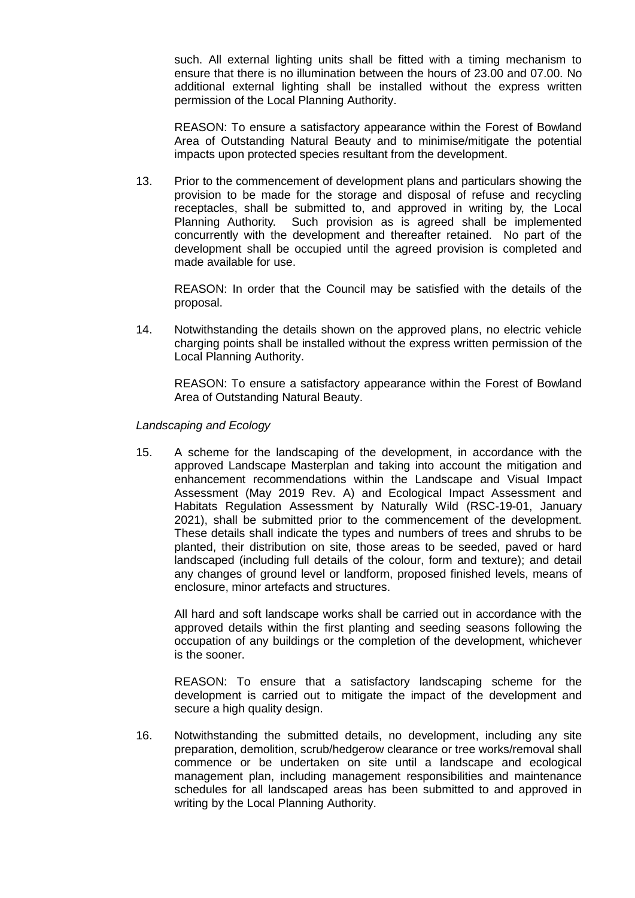such. All external lighting units shall be fitted with a timing mechanism to ensure that there is no illumination between the hours of 23.00 and 07.00. No additional external lighting shall be installed without the express written permission of the Local Planning Authority.

REASON: To ensure a satisfactory appearance within the Forest of Bowland Area of Outstanding Natural Beauty and to minimise/mitigate the potential impacts upon protected species resultant from the development.

13. Prior to the commencement of development plans and particulars showing the provision to be made for the storage and disposal of refuse and recycling receptacles, shall be submitted to, and approved in writing by, the Local Planning Authority. Such provision as is agreed shall be implemented concurrently with the development and thereafter retained. No part of the development shall be occupied until the agreed provision is completed and made available for use.

   REASON: In order that the Council may be satisfied with the details of the proposal.

14. Notwithstanding the details shown on the approved plans, no electric vehicle charging points shall be installed without the express written permission of the Local Planning Authority.

   REASON: To ensure a satisfactory appearance within the Forest of Bowland Area of Outstanding Natural Beauty.

*Landscaping and Ecology*

15. A scheme for the landscaping of the development, in accordance with the approved Landscape Masterplan and taking into account the mitigation and enhancement recommendations within the Landscape and Visual Impact Assessment (May 2019 Rev. A) and Ecological Impact Assessment and Habitats Regulation Assessment by Naturally Wild (RSC-19-01, January 2021), shall be submitted prior to the commencement of the development. These details shall indicate the types and numbers of trees and shrubs to be planted, their distribution on site, those areas to be seeded, paved or hard landscaped (including full details of the colour, form and texture); and detail any changes of ground level or landform, proposed finished levels, means of enclosure, minor artefacts and structures.

   All hard and soft landscape works shall be carried out in accordance with the approved details within the first planting and seeding seasons following the occupation of any buildings or the completion of the development, whichever is the sooner.

   REASON: To ensure that a satisfactory landscaping scheme for the development is carried out to mitigate the impact of the development and secure a high quality design.

16. Notwithstanding the submitted details, no development, including any site preparation, demolition, scrub/hedgerow clearance or tree works/removal shall commence or be undertaken on site until a landscape and ecological management plan, including management responsibilities and maintenance schedules for all landscaped areas has been submitted to and approved in writing by the Local Planning Authority.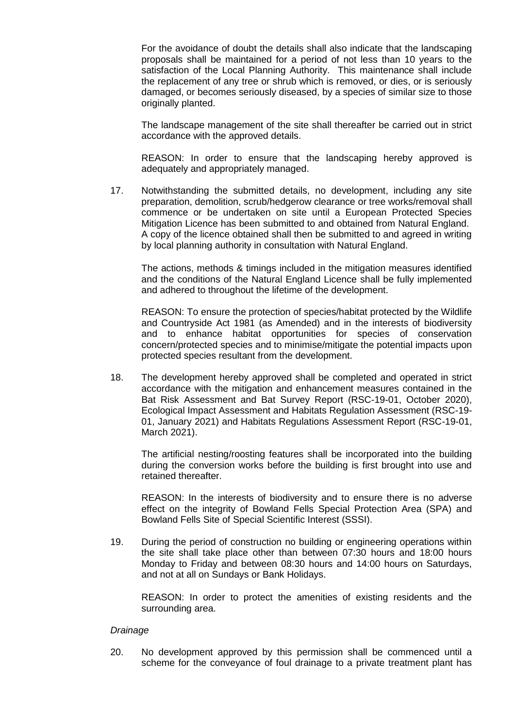For the avoidance of doubt the details shall also indicate that the landscaping proposals shall be maintained for a period of not less than 10 years to the satisfaction of the Local Planning Authority. This maintenance shall include the replacement of any tree or shrub which is removed, or dies, or is seriously damaged, or becomes seriously diseased, by a species of similar size to those originally planted.

The landscape management of the site shall thereafter be carried out in strict accordance with the approved details.

REASON: In order to ensure that the landscaping hereby approved is adequately and appropriately managed.

17. Notwithstanding the submitted details, no development, including any site preparation, demolition, scrub/hedgerow clearance or tree works/removal shall commence or be undertaken on site until a European Protected Species Mitigation Licence has been submitted to and obtained from Natural England. A copy of the licence obtained shall then be submitted to and agreed in writing by local planning authority in consultation with Natural England.

    The actions, methods & timings included in the mitigation measures identified and the conditions of the Natural England Licence shall be fully implemented and adhered to throughout the lifetime of the development.

    REASON: To ensure the protection of species/habitat protected by the Wildlife and Countryside Act 1981 (as Amended) and in the interests of biodiversity and to enhance habitat opportunities for species of conservation concern/protected species and to minimise/mitigate the potential impacts upon protected species resultant from the development.

18. The development hereby approved shall be completed and operated in strict accordance with the mitigation and enhancement measures contained in the Bat Risk Assessment and Bat Survey Report (RSC-19-01, October 2020), Ecological Impact Assessment and Habitats Regulation Assessment (RSC-19-01, January 2021) and Habitats Regulations Assessment Report (RSC-19-01, March 2021).

    The artificial nesting/roosting features shall be incorporated into the building during the conversion works before the building is first brought into use and retained thereafter.

    REASON: In the interests of biodiversity and to ensure there is no adverse effect on the integrity of Bowland Fells Special Protection Area (SPA) and Bowland Fells Site of Special Scientific Interest (SSSI).

19. During the period of construction no building or engineering operations within the site shall take place other than between 07:30 hours and 18:00 hours Monday to Friday and between 08:30 hours and 14:00 hours on Saturdays, and not at all on Sundays or Bank Holidays.

    REASON: In order to protect the amenities of existing residents and the surrounding area.

*Drainage*

20. No development approved by this permission shall be commenced until a scheme for the conveyance of foul drainage to a private treatment plant has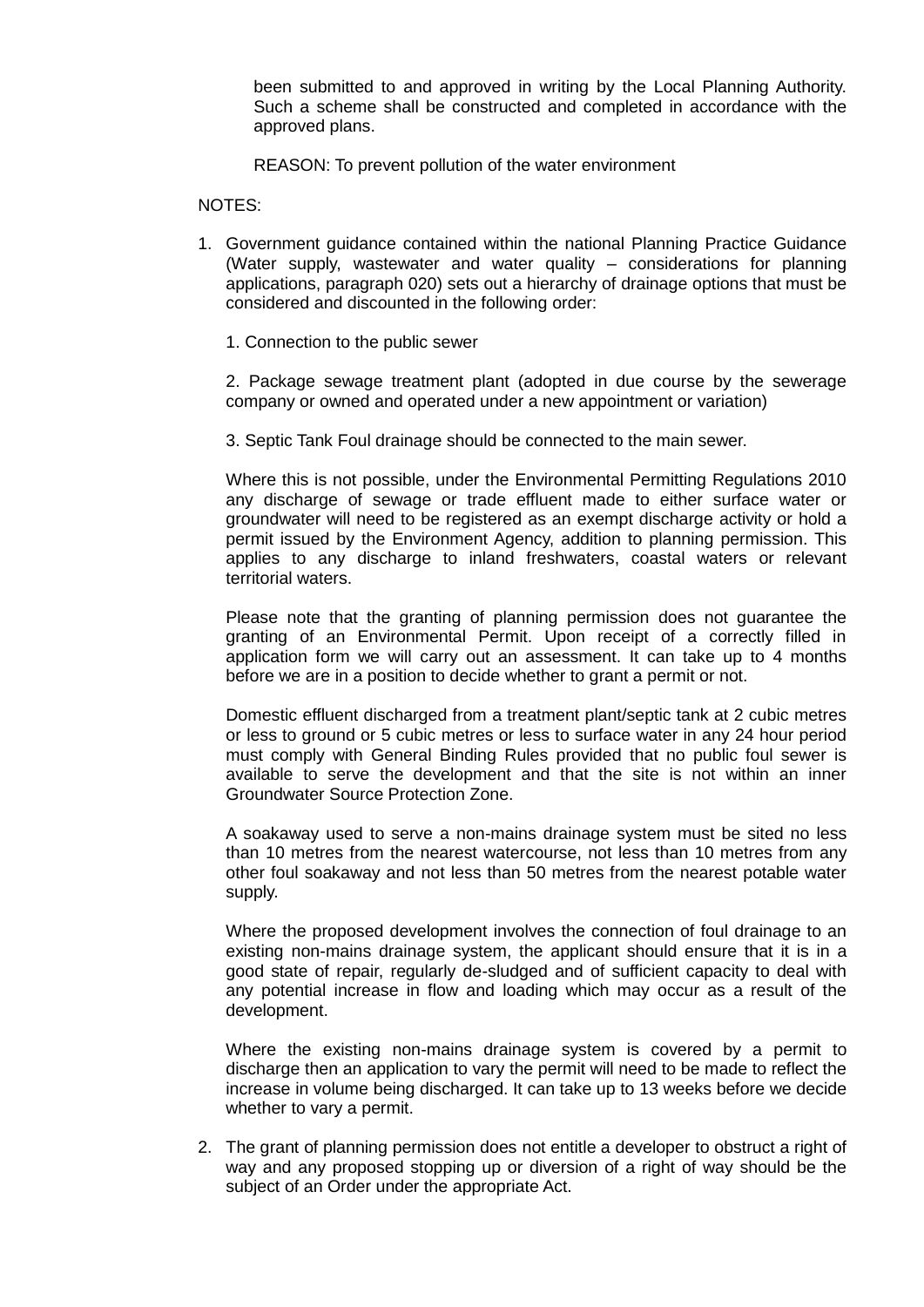been submitted to and approved in writing by the Local Planning Authority. Such a scheme shall be constructed and completed in accordance with the approved plans.

REASON: To prevent pollution of the water environment

NOTES:

1. Government guidance contained within the national Planning Practice Guidance (Water supply, wastewater and water quality – considerations for planning applications, paragraph 020) sets out a hierarchy of drainage options that must be considered and discounted in the following order:

   1. Connection to the public sewer

   2. Package sewage treatment plant (adopted in due course by the sewerage company or owned and operated under a new appointment or variation)

   3. Septic Tank Foul drainage should be connected to the main sewer.

   Where this is not possible, under the Environmental Permitting Regulations 2010 any discharge of sewage or trade effluent made to either surface water or groundwater will need to be registered as an exempt discharge activity or hold a permit issued by the Environment Agency, addition to planning permission. This applies to any discharge to inland freshwaters, coastal waters or relevant territorial waters.

   Please note that the granting of planning permission does not guarantee the granting of an Environmental Permit. Upon receipt of a correctly filled in application form we will carry out an assessment. It can take up to 4 months before we are in a position to decide whether to grant a permit or not.

   Domestic effluent discharged from a treatment plant/septic tank at 2 cubic metres or less to ground or 5 cubic metres or less to surface water in any 24 hour period must comply with General Binding Rules provided that no public foul sewer is available to serve the development and that the site is not within an inner Groundwater Source Protection Zone.

   A soakaway used to serve a non-mains drainage system must be sited no less than 10 metres from the nearest watercourse, not less than 10 metres from any other foul soakaway and not less than 50 metres from the nearest potable water supply.

   Where the proposed development involves the connection of foul drainage to an existing non-mains drainage system, the applicant should ensure that it is in a good state of repair, regularly de-sludged and of sufficient capacity to deal with any potential increase in flow and loading which may occur as a result of the development.

   Where the existing non-mains drainage system is covered by a permit to discharge then an application to vary the permit will need to be made to reflect the increase in volume being discharged. It can take up to 13 weeks before we decide whether to vary a permit.

2. The grant of planning permission does not entitle a developer to obstruct a right of way and any proposed stopping up or diversion of a right of way should be the subject of an Order under the appropriate Act.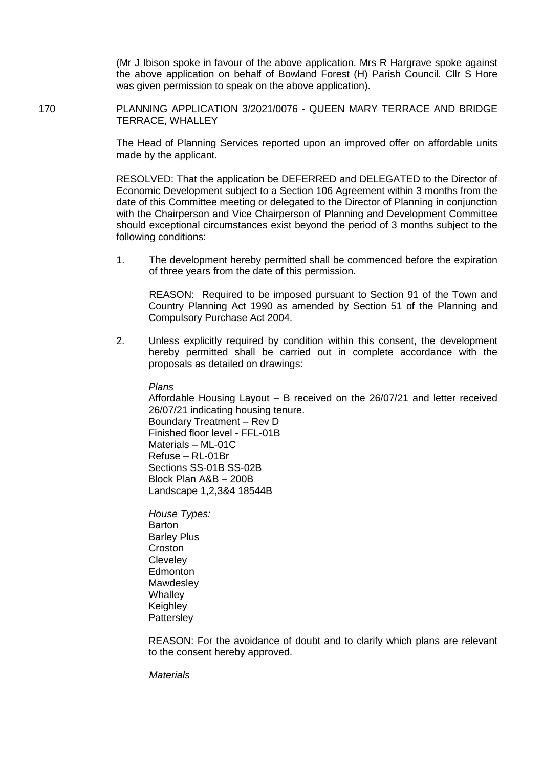(Mr J Ibison spoke in favour of the above application. Mrs R Hargrave spoke against the above application on behalf of Bowland Forest (H) Parish Council. Cllr S Hore was given permission to speak on the above application).

170 PLANNING APPLICATION 3/2021/0076 - QUEEN MARY TERRACE AND BRIDGE TERRACE, WHALLEY

The Head of Planning Services reported upon an improved offer on affordable units made by the applicant.

RESOLVED: That the application be DEFERRED and DELEGATED to the Director of Economic Development subject to a Section 106 Agreement within 3 months from the date of this Committee meeting or delegated to the Director of Planning in conjunction with the Chairperson and Vice Chairperson of Planning and Development Committee should exceptional circumstances exist beyond the period of 3 months subject to the following conditions:

1. The development hereby permitted shall be commenced before the expiration of three years from the date of this permission.

   REASON: Required to be imposed pursuant to Section 91 of the Town and Country Planning Act 1990 as amended by Section 51 of the Planning and Compulsory Purchase Act 2004.

2. Unless explicitly required by condition within this consent, the development hereby permitted shall be carried out in complete accordance with the proposals as detailed on drawings:

   *Plans*
   Affordable Housing Layout – B received on the 26/07/21 and letter received 26/07/21 indicating housing tenure.
   Boundary Treatment – Rev D
   Finished floor level - FFL-01B
   Materials – ML-01C
   Refuse – RL-01Br
   Sections SS-01B SS-02B
   Block Plan A&B – 200B
   Landscape 1,2,3&4 18544B

   *House Types:*
   Barton
   Barley Plus
   Croston
   Cleveley
   Edmonton
   Mawdesley
   Whalley
   Keighley
   Pattersley

   REASON: For the avoidance of doubt and to clarify which plans are relevant to the consent hereby approved.

   *Materials*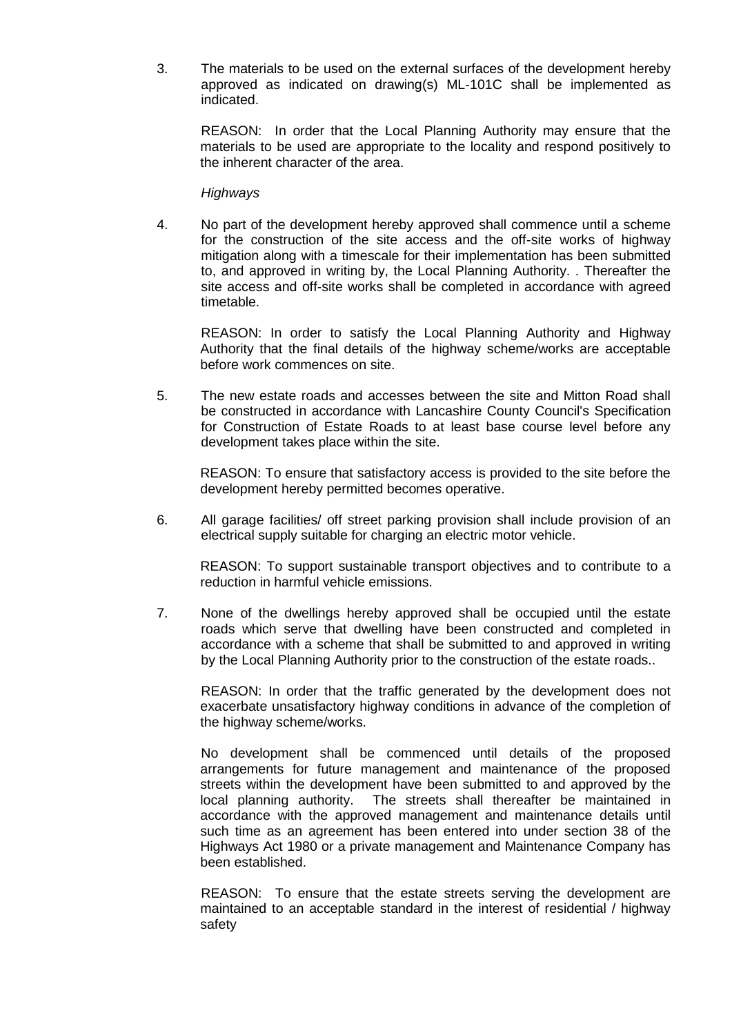3. The materials to be used on the external surfaces of the development hereby approved as indicated on drawing(s) ML-101C shall be implemented as indicated.

   REASON: In order that the Local Planning Authority may ensure that the materials to be used are appropriate to the locality and respond positively to the inherent character of the area.

   *Highways*

4. No part of the development hereby approved shall commence until a scheme for the construction of the site access and the off-site works of highway mitigation along with a timescale for their implementation has been submitted to, and approved in writing by, the Local Planning Authority. . Thereafter the site access and off-site works shall be completed in accordance with agreed timetable.

   REASON: In order to satisfy the Local Planning Authority and Highway Authority that the final details of the highway scheme/works are acceptable before work commences on site.

5. The new estate roads and accesses between the site and Mitton Road shall be constructed in accordance with Lancashire County Council's Specification for Construction of Estate Roads to at least base course level before any development takes place within the site.

   REASON: To ensure that satisfactory access is provided to the site before the development hereby permitted becomes operative.

6. All garage facilities/ off street parking provision shall include provision of an electrical supply suitable for charging an electric motor vehicle.

   REASON: To support sustainable transport objectives and to contribute to a reduction in harmful vehicle emissions.

7. None of the dwellings hereby approved shall be occupied until the estate roads which serve that dwelling have been constructed and completed in accordance with a scheme that shall be submitted to and approved in writing by the Local Planning Authority prior to the construction of the estate roads..

   REASON: In order that the traffic generated by the development does not exacerbate unsatisfactory highway conditions in advance of the completion of the highway scheme/works.

   No development shall be commenced until details of the proposed arrangements for future management and maintenance of the proposed streets within the development have been submitted to and approved by the local planning authority. The streets shall thereafter be maintained in accordance with the approved management and maintenance details until such time as an agreement has been entered into under section 38 of the Highways Act 1980 or a private management and Maintenance Company has been established.

   REASON: To ensure that the estate streets serving the development are maintained to an acceptable standard in the interest of residential / highway safety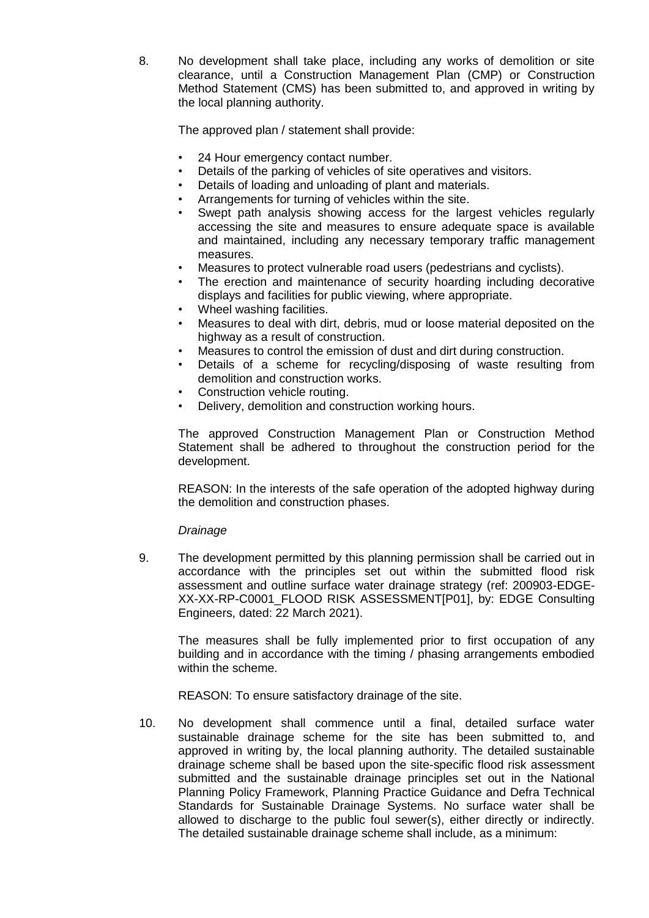8. No development shall take place, including any works of demolition or site clearance, until a Construction Management Plan (CMP) or Construction Method Statement (CMS) has been submitted to, and approved in writing by the local planning authority.

   The approved plan / statement shall provide:

   - 24 Hour emergency contact number.
   - Details of the parking of vehicles of site operatives and visitors.
   - Details of loading and unloading of plant and materials.
   - Arrangements for turning of vehicles within the site.
   - Swept path analysis showing access for the largest vehicles regularly accessing the site and measures to ensure adequate space is available and maintained, including any necessary temporary traffic management measures.
   - Measures to protect vulnerable road users (pedestrians and cyclists).
   - The erection and maintenance of security hoarding including decorative displays and facilities for public viewing, where appropriate.
   - Wheel washing facilities.
   - Measures to deal with dirt, debris, mud or loose material deposited on the highway as a result of construction.
   - Measures to control the emission of dust and dirt during construction.
   - Details of a scheme for recycling/disposing of waste resulting from demolition and construction works.
   - Construction vehicle routing.
   - Delivery, demolition and construction working hours.

   The approved Construction Management Plan or Construction Method Statement shall be adhered to throughout the construction period for the development.

   REASON: In the interests of the safe operation of the adopted highway during the demolition and construction phases.

   *Drainage*

9. The development permitted by this planning permission shall be carried out in accordance with the principles set out within the submitted flood risk assessment and outline surface water drainage strategy (ref: 200903-EDGE-XX-XX-RP-C0001_FLOOD RISK ASSESSMENT[P01], by: EDGE Consulting Engineers, dated: 22 March 2021).

   The measures shall be fully implemented prior to first occupation of any building and in accordance with the timing / phasing arrangements embodied within the scheme.

   REASON: To ensure satisfactory drainage of the site.

10. No development shall commence until a final, detailed surface water sustainable drainage scheme for the site has been submitted to, and approved in writing by, the local planning authority. The detailed sustainable drainage scheme shall be based upon the site-specific flood risk assessment submitted and the sustainable drainage principles set out in the National Planning Policy Framework, Planning Practice Guidance and Defra Technical Standards for Sustainable Drainage Systems. No surface water shall be allowed to discharge to the public foul sewer(s), either directly or indirectly. The detailed sustainable drainage scheme shall include, as a minimum: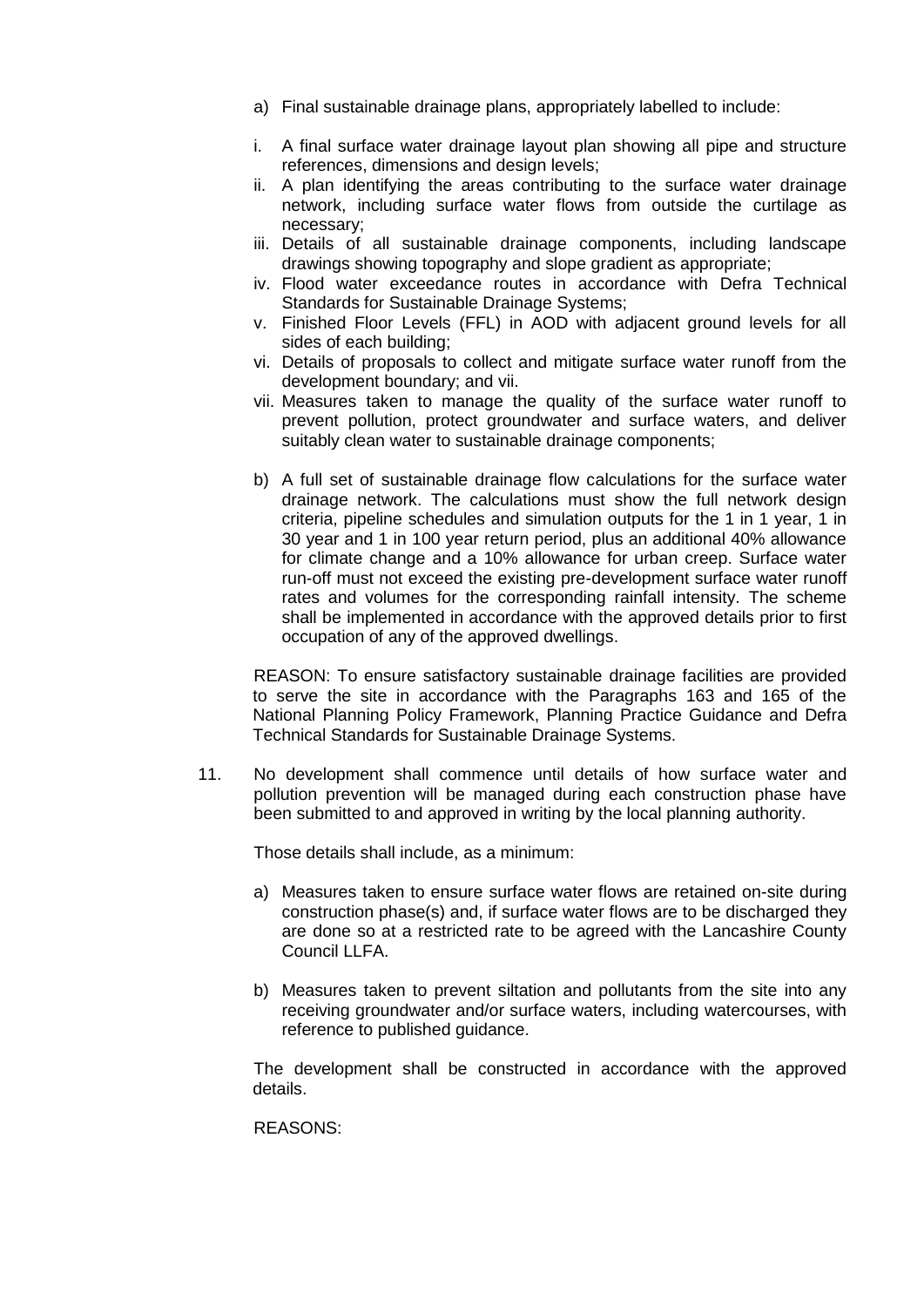a) Final sustainable drainage plans, appropriately labelled to include:

i. A final surface water drainage layout plan showing all pipe and structure references, dimensions and design levels;
ii. A plan identifying the areas contributing to the surface water drainage network, including surface water flows from outside the curtilage as necessary;
iii. Details of all sustainable drainage components, including landscape drawings showing topography and slope gradient as appropriate;
iv. Flood water exceedance routes in accordance with Defra Technical Standards for Sustainable Drainage Systems;
v. Finished Floor Levels (FFL) in AOD with adjacent ground levels for all sides of each building;
vi. Details of proposals to collect and mitigate surface water runoff from the development boundary; and vii.
vii. Measures taken to manage the quality of the surface water runoff to prevent pollution, protect groundwater and surface waters, and deliver suitably clean water to sustainable drainage components;

b) A full set of sustainable drainage flow calculations for the surface water drainage network. The calculations must show the full network design criteria, pipeline schedules and simulation outputs for the 1 in 1 year, 1 in 30 year and 1 in 100 year return period, plus an additional 40% allowance for climate change and a 10% allowance for urban creep. Surface water run-off must not exceed the existing pre-development surface water runoff rates and volumes for the corresponding rainfall intensity. The scheme shall be implemented in accordance with the approved details prior to first occupation of any of the approved dwellings.

REASON: To ensure satisfactory sustainable drainage facilities are provided to serve the site in accordance with the Paragraphs 163 and 165 of the National Planning Policy Framework, Planning Practice Guidance and Defra Technical Standards for Sustainable Drainage Systems.

11. No development shall commence until details of how surface water and pollution prevention will be managed during each construction phase have been submitted to and approved in writing by the local planning authority.

Those details shall include, as a minimum:

a) Measures taken to ensure surface water flows are retained on-site during construction phase(s) and, if surface water flows are to be discharged they are done so at a restricted rate to be agreed with the Lancashire County Council LLFA.

b) Measures taken to prevent siltation and pollutants from the site into any receiving groundwater and/or surface waters, including watercourses, with reference to published guidance.

The development shall be constructed in accordance with the approved details.

REASONS: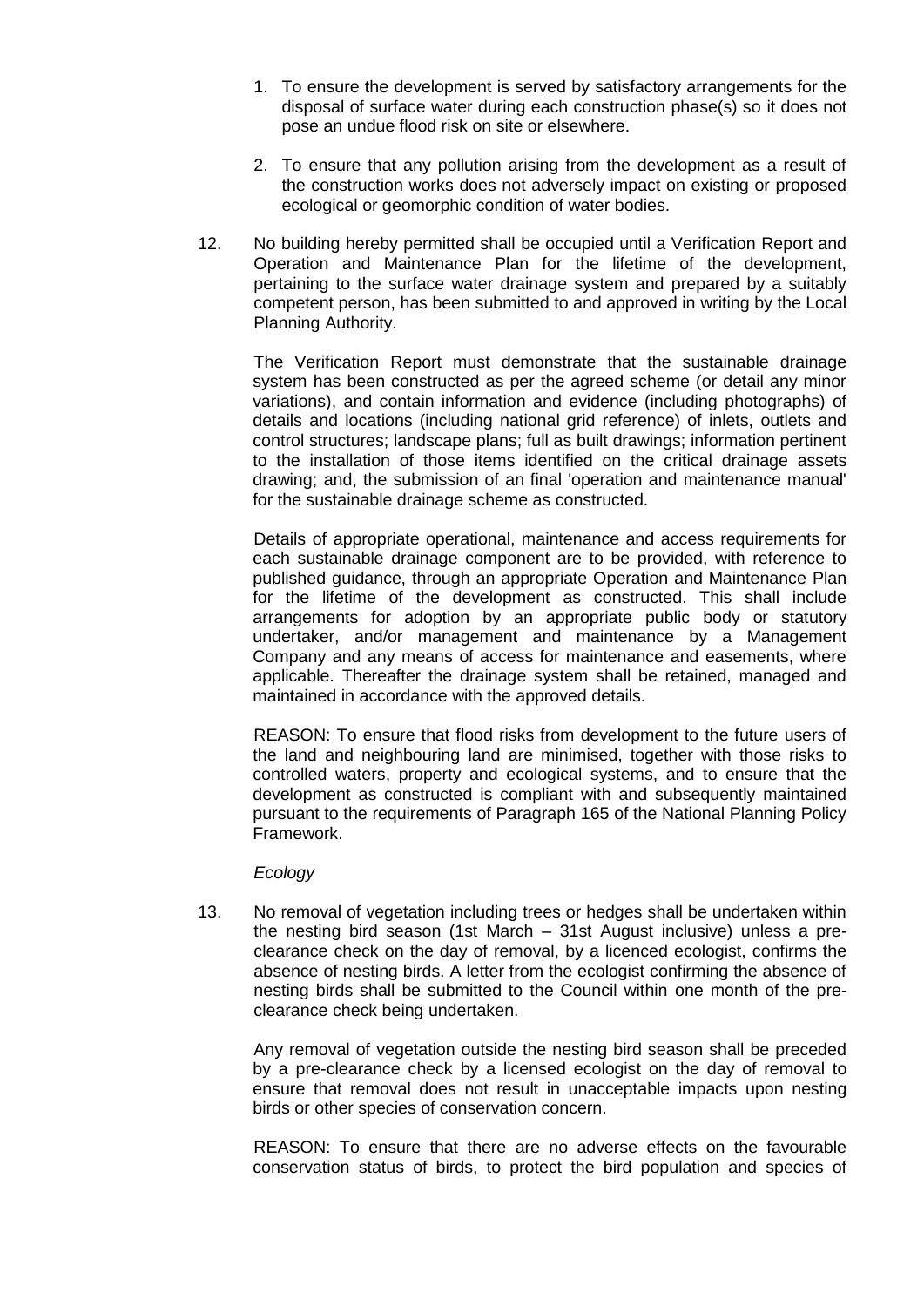1. To ensure the development is served by satisfactory arrangements for the disposal of surface water during each construction phase(s) so it does not pose an undue flood risk on site or elsewhere.

2. To ensure that any pollution arising from the development as a result of the construction works does not adversely impact on existing or proposed ecological or geomorphic condition of water bodies.

12. No building hereby permitted shall be occupied until a Verification Report and Operation and Maintenance Plan for the lifetime of the development, pertaining to the surface water drainage system and prepared by a suitably competent person, has been submitted to and approved in writing by the Local Planning Authority.

    The Verification Report must demonstrate that the sustainable drainage system has been constructed as per the agreed scheme (or detail any minor variations), and contain information and evidence (including photographs) of details and locations (including national grid reference) of inlets, outlets and control structures; landscape plans; full as built drawings; information pertinent to the installation of those items identified on the critical drainage assets drawing; and, the submission of an final 'operation and maintenance manual' for the sustainable drainage scheme as constructed.

    Details of appropriate operational, maintenance and access requirements for each sustainable drainage component are to be provided, with reference to published guidance, through an appropriate Operation and Maintenance Plan for the lifetime of the development as constructed. This shall include arrangements for adoption by an appropriate public body or statutory undertaker, and/or management and maintenance by a Management Company and any means of access for maintenance and easements, where applicable. Thereafter the drainage system shall be retained, managed and maintained in accordance with the approved details.

    REASON: To ensure that flood risks from development to the future users of the land and neighbouring land are minimised, together with those risks to controlled waters, property and ecological systems, and to ensure that the development as constructed is compliant with and subsequently maintained pursuant to the requirements of Paragraph 165 of the National Planning Policy Framework.

*Ecology*

13. No removal of vegetation including trees or hedges shall be undertaken within the nesting bird season (1st March – 31st August inclusive) unless a pre-clearance check on the day of removal, by a licenced ecologist, confirms the absence of nesting birds. A letter from the ecologist confirming the absence of nesting birds shall be submitted to the Council within one month of the pre-clearance check being undertaken.

    Any removal of vegetation outside the nesting bird season shall be preceded by a pre-clearance check by a licensed ecologist on the day of removal to ensure that removal does not result in unacceptable impacts upon nesting birds or other species of conservation concern.

    REASON: To ensure that there are no adverse effects on the favourable conservation status of birds, to protect the bird population and species of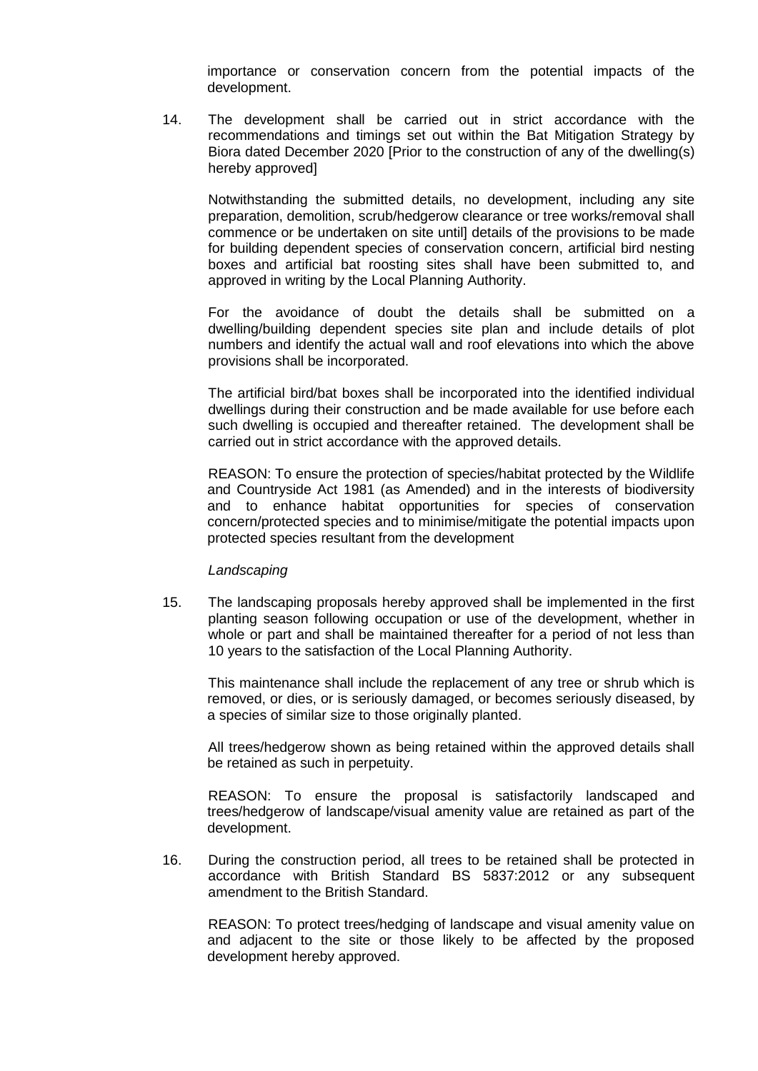importance or conservation concern from the potential impacts of the development.

14. The development shall be carried out in strict accordance with the recommendations and timings set out within the Bat Mitigation Strategy by Biora dated December 2020 [Prior to the construction of any of the dwelling(s) hereby approved]

    Notwithstanding the submitted details, no development, including any site preparation, demolition, scrub/hedgerow clearance or tree works/removal shall commence or be undertaken on site until] details of the provisions to be made for building dependent species of conservation concern, artificial bird nesting boxes and artificial bat roosting sites shall have been submitted to, and approved in writing by the Local Planning Authority.

    For the avoidance of doubt the details shall be submitted on a dwelling/building dependent species site plan and include details of plot numbers and identify the actual wall and roof elevations into which the above provisions shall be incorporated.

    The artificial bird/bat boxes shall be incorporated into the identified individual dwellings during their construction and be made available for use before each such dwelling is occupied and thereafter retained. The development shall be carried out in strict accordance with the approved details.

    REASON: To ensure the protection of species/habitat protected by the Wildlife and Countryside Act 1981 (as Amended) and in the interests of biodiversity and to enhance habitat opportunities for species of conservation concern/protected species and to minimise/mitigate the potential impacts upon protected species resultant from the development

*Landscaping*

15. The landscaping proposals hereby approved shall be implemented in the first planting season following occupation or use of the development, whether in whole or part and shall be maintained thereafter for a period of not less than 10 years to the satisfaction of the Local Planning Authority.

    This maintenance shall include the replacement of any tree or shrub which is removed, or dies, or is seriously damaged, or becomes seriously diseased, by a species of similar size to those originally planted.

    All trees/hedgerow shown as being retained within the approved details shall be retained as such in perpetuity.

    REASON: To ensure the proposal is satisfactorily landscaped and trees/hedgerow of landscape/visual amenity value are retained as part of the development.

16. During the construction period, all trees to be retained shall be protected in accordance with British Standard BS 5837:2012 or any subsequent amendment to the British Standard.

    REASON: To protect trees/hedging of landscape and visual amenity value on and adjacent to the site or those likely to be affected by the proposed development hereby approved.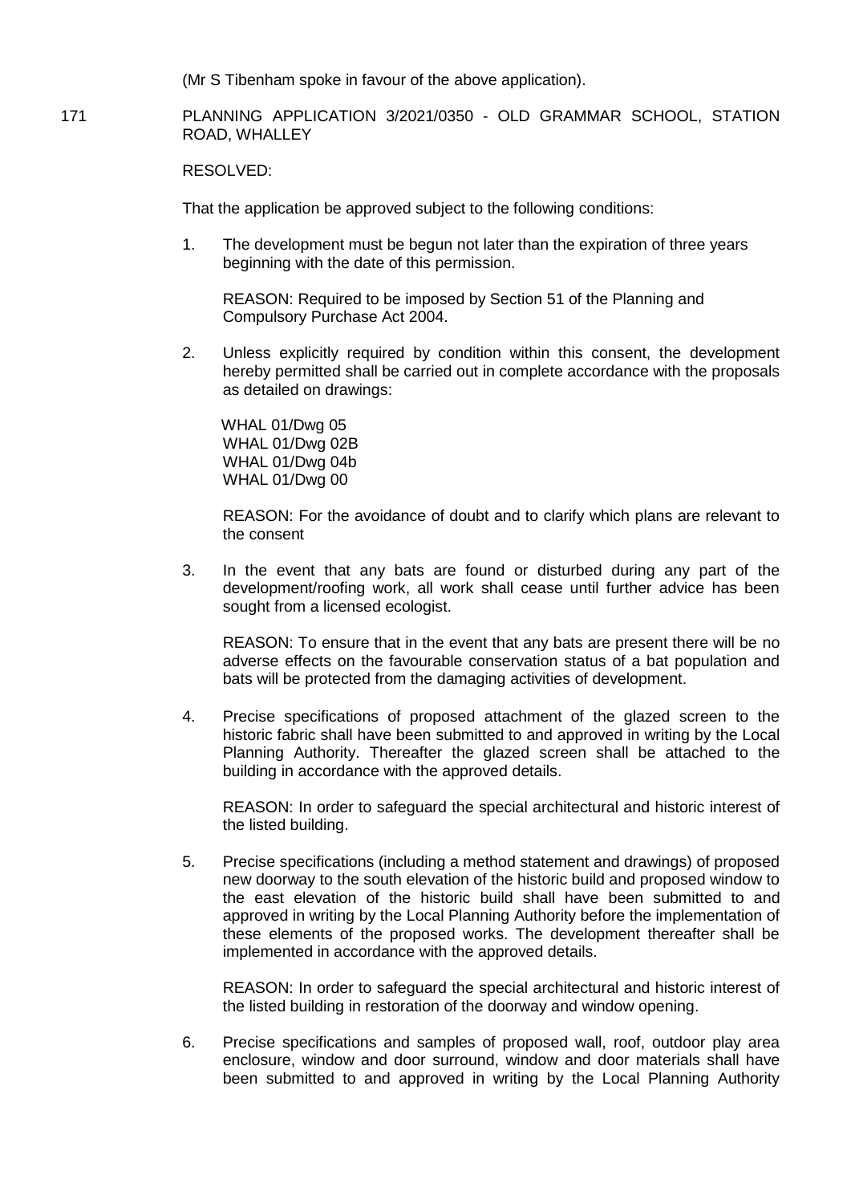(Mr S Tibenham spoke in favour of the above application).

171 PLANNING APPLICATION 3/2021/0350 - OLD GRAMMAR SCHOOL, STATION ROAD, WHALLEY

RESOLVED:

That the application be approved subject to the following conditions:

1. The development must be begun not later than the expiration of three years beginning with the date of this permission.

   REASON: Required to be imposed by Section 51 of the Planning and Compulsory Purchase Act 2004.

2. Unless explicitly required by condition within this consent, the development hereby permitted shall be carried out in complete accordance with the proposals as detailed on drawings:

   WHAL 01/Dwg 05
   WHAL 01/Dwg 02B
   WHAL 01/Dwg 04b
   WHAL 01/Dwg 00

   REASON: For the avoidance of doubt and to clarify which plans are relevant to the consent

3. In the event that any bats are found or disturbed during any part of the development/roofing work, all work shall cease until further advice has been sought from a licensed ecologist.

   REASON: To ensure that in the event that any bats are present there will be no adverse effects on the favourable conservation status of a bat population and bats will be protected from the damaging activities of development.

4. Precise specifications of proposed attachment of the glazed screen to the historic fabric shall have been submitted to and approved in writing by the Local Planning Authority. Thereafter the glazed screen shall be attached to the building in accordance with the approved details.

   REASON: In order to safeguard the special architectural and historic interest of the listed building.

5. Precise specifications (including a method statement and drawings) of proposed new doorway to the south elevation of the historic build and proposed window to the east elevation of the historic build shall have been submitted to and approved in writing by the Local Planning Authority before the implementation of these elements of the proposed works. The development thereafter shall be implemented in accordance with the approved details.

   REASON: In order to safeguard the special architectural and historic interest of the listed building in restoration of the doorway and window opening.

6. Precise specifications and samples of proposed wall, roof, outdoor play area enclosure, window and door surround, window and door materials shall have been submitted to and approved in writing by the Local Planning Authority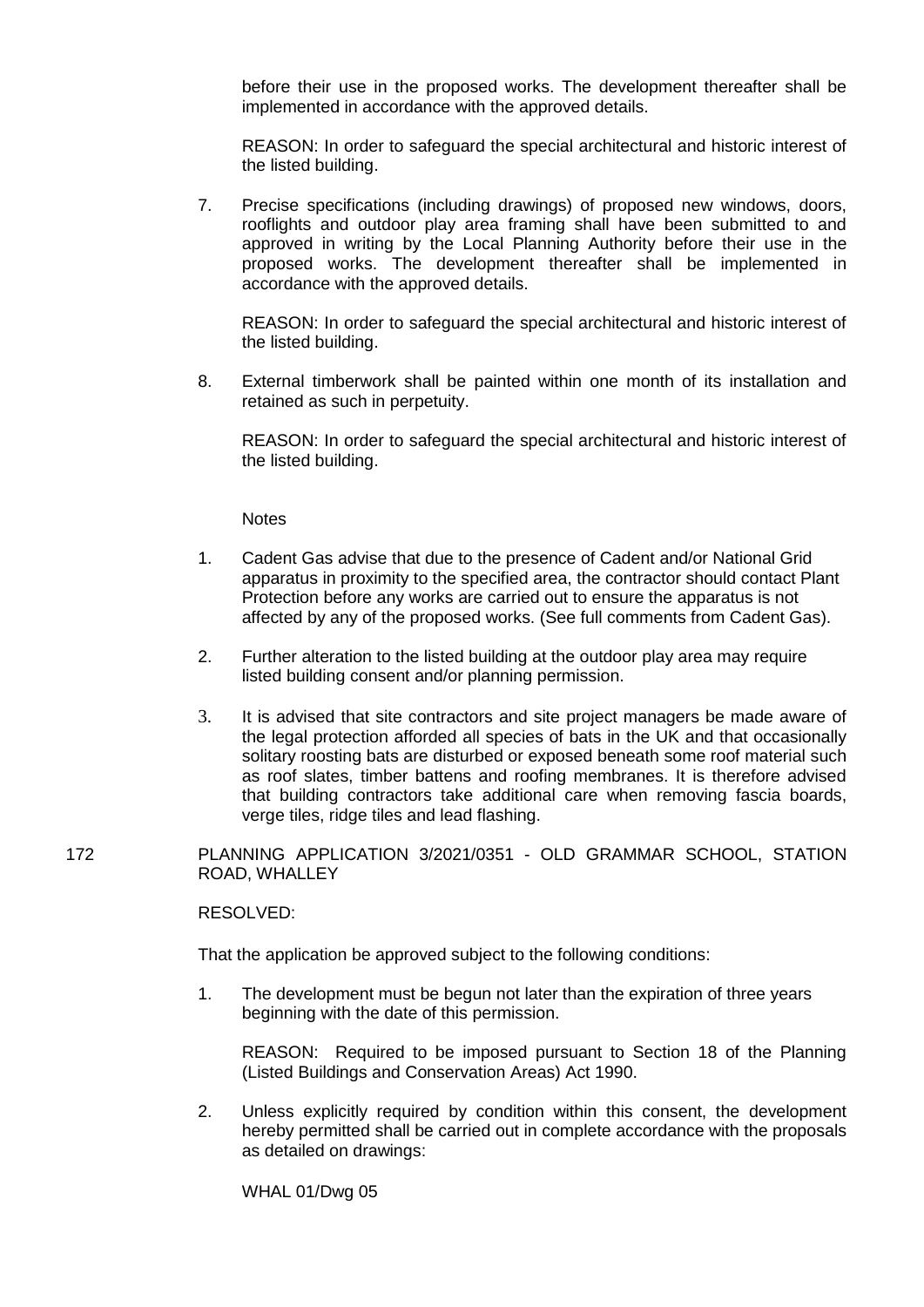before their use in the proposed works. The development thereafter shall be implemented in accordance with the approved details.

REASON: In order to safeguard the special architectural and historic interest of the listed building.

7. Precise specifications (including drawings) of proposed new windows, doors, rooflights and outdoor play area framing shall have been submitted to and approved in writing by the Local Planning Authority before their use in the proposed works. The development thereafter shall be implemented in accordance with the approved details.

   REASON: In order to safeguard the special architectural and historic interest of the listed building.

8. External timberwork shall be painted within one month of its installation and retained as such in perpetuity.

   REASON: In order to safeguard the special architectural and historic interest of the listed building.

Notes

1. Cadent Gas advise that due to the presence of Cadent and/or National Grid apparatus in proximity to the specified area, the contractor should contact Plant Protection before any works are carried out to ensure the apparatus is not affected by any of the proposed works. (See full comments from Cadent Gas).

2. Further alteration to the listed building at the outdoor play area may require listed building consent and/or planning permission.

3. It is advised that site contractors and site project managers be made aware of the legal protection afforded all species of bats in the UK and that occasionally solitary roosting bats are disturbed or exposed beneath some roof material such as roof slates, timber battens and roofing membranes. It is therefore advised that building contractors take additional care when removing fascia boards, verge tiles, ridge tiles and lead flashing.

172 PLANNING APPLICATION 3/2021/0351 - OLD GRAMMAR SCHOOL, STATION ROAD, WHALLEY

RESOLVED:

That the application be approved subject to the following conditions:

1. The development must be begun not later than the expiration of three years beginning with the date of this permission.

   REASON: Required to be imposed pursuant to Section 18 of the Planning (Listed Buildings and Conservation Areas) Act 1990.

2. Unless explicitly required by condition within this consent, the development hereby permitted shall be carried out in complete accordance with the proposals as detailed on drawings:

   WHAL 01/Dwg 05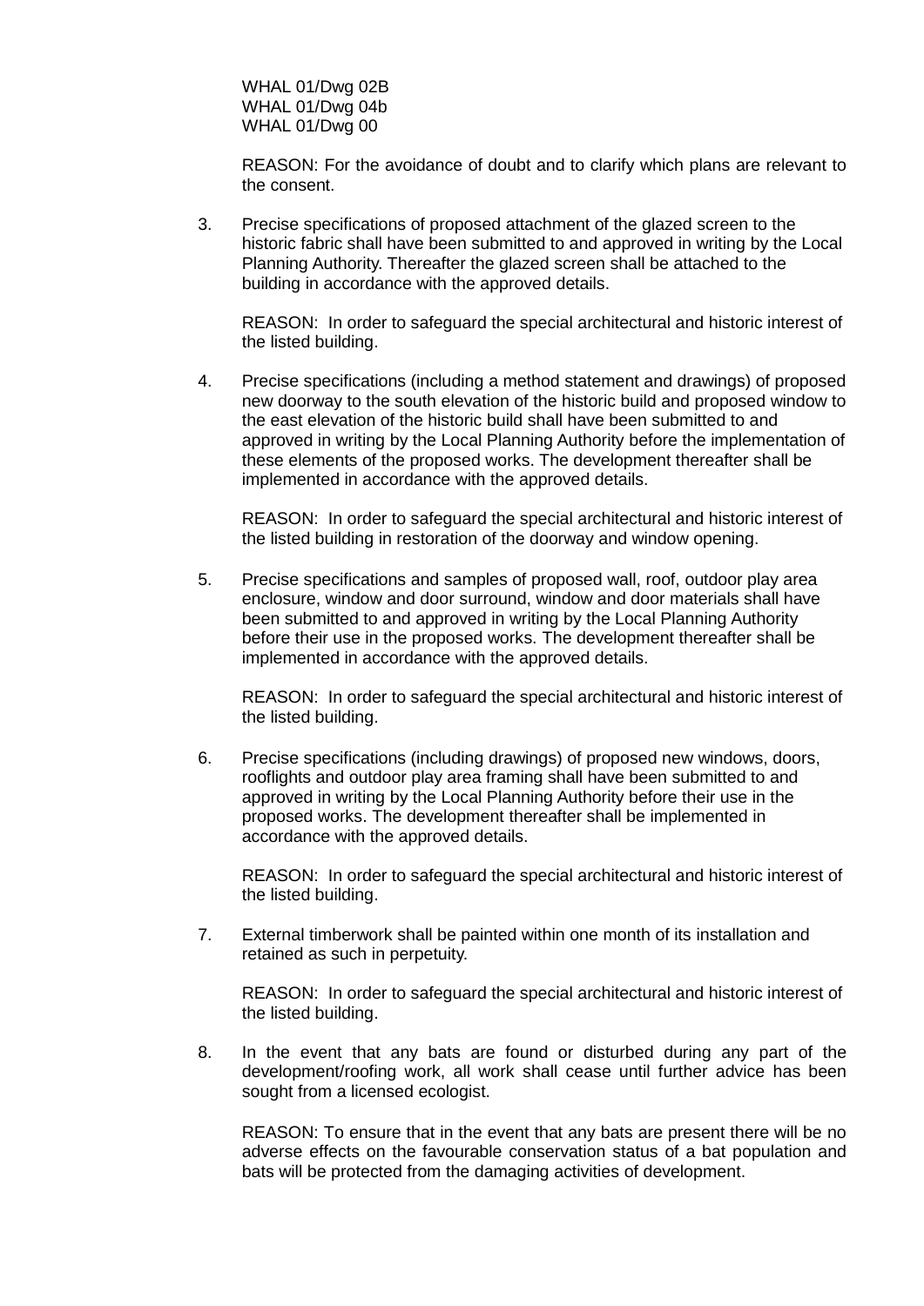WHAL 01/Dwg 02B
WHAL 01/Dwg 04b
WHAL 01/Dwg 00

REASON: For the avoidance of doubt and to clarify which plans are relevant to the consent.

3. Precise specifications of proposed attachment of the glazed screen to the historic fabric shall have been submitted to and approved in writing by the Local Planning Authority. Thereafter the glazed screen shall be attached to the building in accordance with the approved details.

   REASON: In order to safeguard the special architectural and historic interest of the listed building.

4. Precise specifications (including a method statement and drawings) of proposed new doorway to the south elevation of the historic build and proposed window to the east elevation of the historic build shall have been submitted to and approved in writing by the Local Planning Authority before the implementation of these elements of the proposed works. The development thereafter shall be implemented in accordance with the approved details.

   REASON: In order to safeguard the special architectural and historic interest of the listed building in restoration of the doorway and window opening.

5. Precise specifications and samples of proposed wall, roof, outdoor play area enclosure, window and door surround, window and door materials shall have been submitted to and approved in writing by the Local Planning Authority before their use in the proposed works. The development thereafter shall be implemented in accordance with the approved details.

   REASON: In order to safeguard the special architectural and historic interest of the listed building.

6. Precise specifications (including drawings) of proposed new windows, doors, rooflights and outdoor play area framing shall have been submitted to and approved in writing by the Local Planning Authority before their use in the proposed works. The development thereafter shall be implemented in accordance with the approved details.

   REASON: In order to safeguard the special architectural and historic interest of the listed building.

7. External timberwork shall be painted within one month of its installation and retained as such in perpetuity.

   REASON: In order to safeguard the special architectural and historic interest of the listed building.

8. In the event that any bats are found or disturbed during any part of the development/roofing work, all work shall cease until further advice has been sought from a licensed ecologist.

   REASON: To ensure that in the event that any bats are present there will be no adverse effects on the favourable conservation status of a bat population and bats will be protected from the damaging activities of development.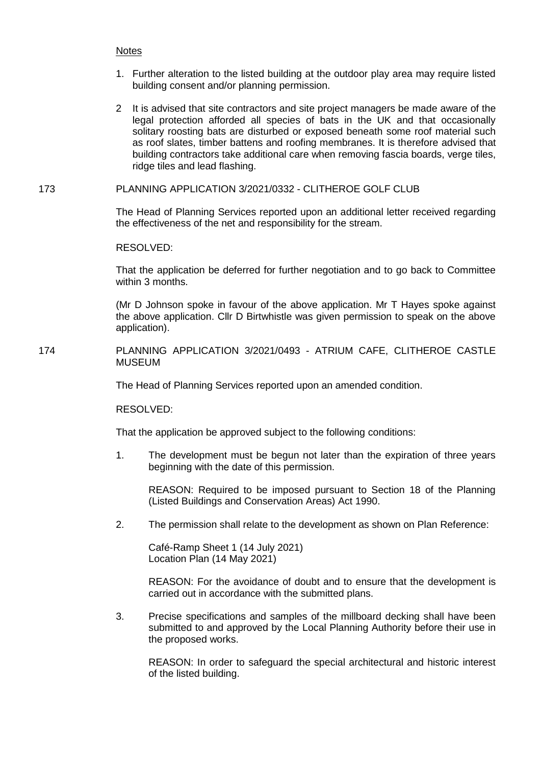Notes

1. Further alteration to the listed building at the outdoor play area may require listed building consent and/or planning permission.

2. It is advised that site contractors and site project managers be made aware of the legal protection afforded all species of bats in the UK and that occasionally solitary roosting bats are disturbed or exposed beneath some roof material such as roof slates, timber battens and roofing membranes. It is therefore advised that building contractors take additional care when removing fascia boards, verge tiles, ridge tiles and lead flashing.

173 PLANNING APPLICATION 3/2021/0332 - CLITHEROE GOLF CLUB

The Head of Planning Services reported upon an additional letter received regarding the effectiveness of the net and responsibility for the stream.

RESOLVED:

That the application be deferred for further negotiation and to go back to Committee within 3 months.

(Mr D Johnson spoke in favour of the above application. Mr T Hayes spoke against the above application. Cllr D Birtwhistle was given permission to speak on the above application).

174 PLANNING APPLICATION 3/2021/0493 - ATRIUM CAFE, CLITHEROE CASTLE MUSEUM

The Head of Planning Services reported upon an amended condition.

RESOLVED:

That the application be approved subject to the following conditions:

1. The development must be begun not later than the expiration of three years beginning with the date of this permission.

   REASON: Required to be imposed pursuant to Section 18 of the Planning (Listed Buildings and Conservation Areas) Act 1990.

2. The permission shall relate to the development as shown on Plan Reference:

   Café-Ramp Sheet 1 (14 July 2021)
   Location Plan (14 May 2021)

   REASON: For the avoidance of doubt and to ensure that the development is carried out in accordance with the submitted plans.

3. Precise specifications and samples of the millboard decking shall have been submitted to and approved by the Local Planning Authority before their use in the proposed works.

   REASON: In order to safeguard the special architectural and historic interest of the listed building.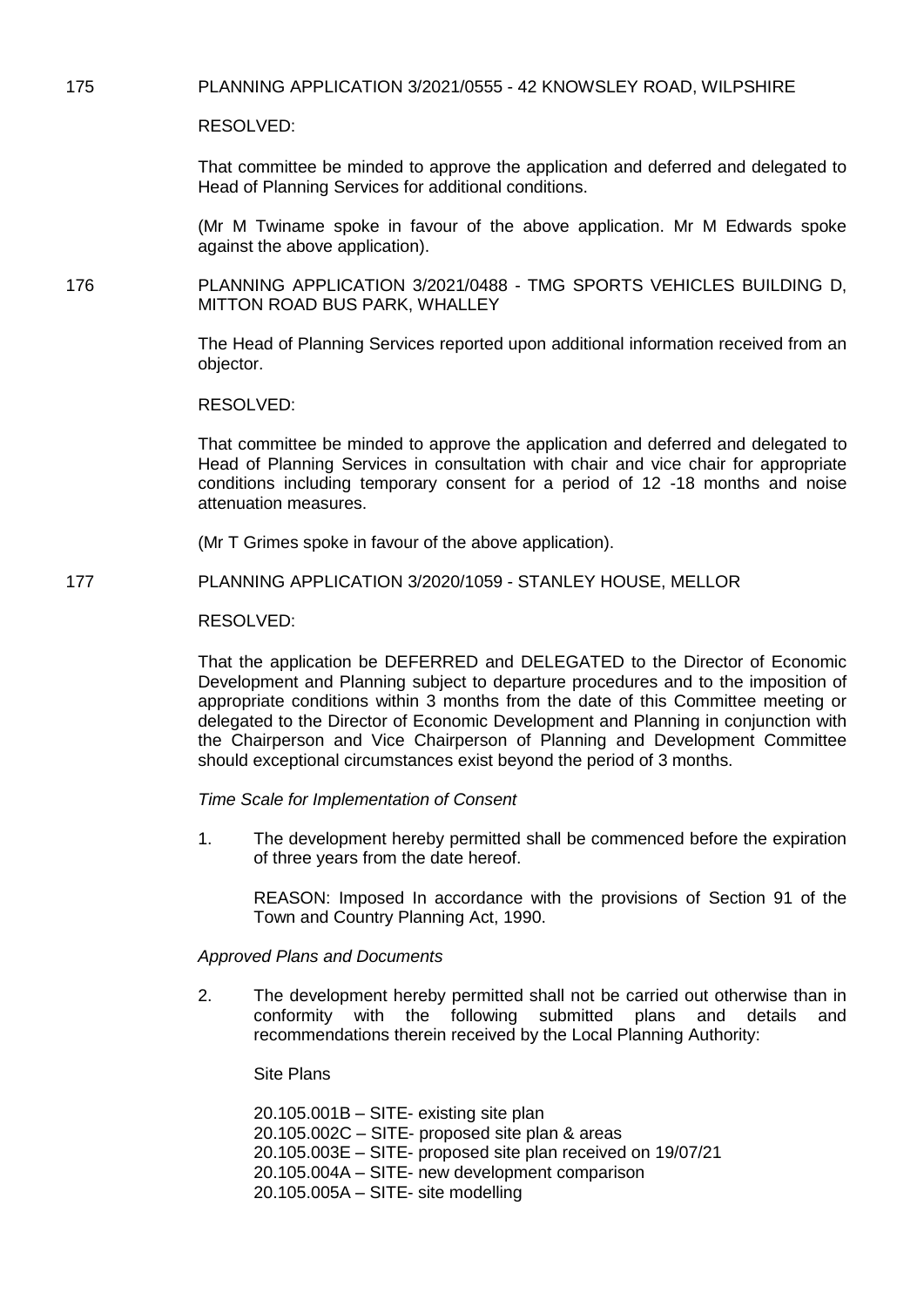175 PLANNING APPLICATION 3/2021/0555 - 42 KNOWSLEY ROAD, WILPSHIRE

RESOLVED:

That committee be minded to approve the application and deferred and delegated to Head of Planning Services for additional conditions.

(Mr M Twiname spoke in favour of the above application. Mr M Edwards spoke against the above application).

176 PLANNING APPLICATION 3/2021/0488 - TMG SPORTS VEHICLES BUILDING D, MITTON ROAD BUS PARK, WHALLEY

The Head of Planning Services reported upon additional information received from an objector.

RESOLVED:

That committee be minded to approve the application and deferred and delegated to Head of Planning Services in consultation with chair and vice chair for appropriate conditions including temporary consent for a period of 12 -18 months and noise attenuation measures.

(Mr T Grimes spoke in favour of the above application).

177 PLANNING APPLICATION 3/2020/1059 - STANLEY HOUSE, MELLOR

RESOLVED:

That the application be DEFERRED and DELEGATED to the Director of Economic Development and Planning subject to departure procedures and to the imposition of appropriate conditions within 3 months from the date of this Committee meeting or delegated to the Director of Economic Development and Planning in conjunction with the Chairperson and Vice Chairperson of Planning and Development Committee should exceptional circumstances exist beyond the period of 3 months.

*Time Scale for Implementation of Consent*

1. The development hereby permitted shall be commenced before the expiration of three years from the date hereof.

   REASON: Imposed In accordance with the provisions of Section 91 of the Town and Country Planning Act, 1990.

*Approved Plans and Documents*

2. The development hereby permitted shall not be carried out otherwise than in conformity with the following submitted plans and details and recommendations therein received by the Local Planning Authority:

   Site Plans

   20.105.001B – SITE- existing site plan
   20.105.002C – SITE- proposed site plan & areas
   20.105.003E – SITE- proposed site plan received on 19/07/21
   20.105.004A – SITE- new development comparison
   20.105.005A – SITE- site modelling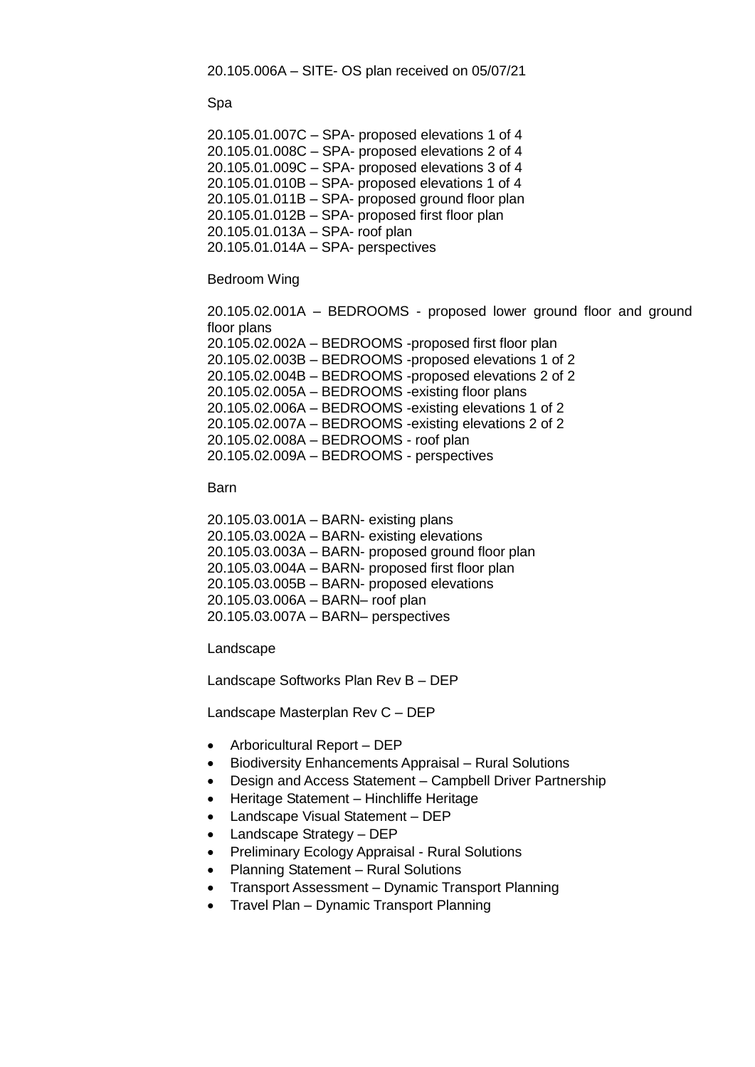20.105.006A – SITE- OS plan received on 05/07/21

Spa

20.105.01.007C – SPA- proposed elevations 1 of 4
20.105.01.008C – SPA- proposed elevations 2 of 4
20.105.01.009C – SPA- proposed elevations 3 of 4
20.105.01.010B – SPA- proposed elevations 1 of 4
20.105.01.011B – SPA- proposed ground floor plan
20.105.01.012B – SPA- proposed first floor plan
20.105.01.013A – SPA- roof plan
20.105.01.014A – SPA- perspectives

Bedroom Wing

20.105.02.001A – BEDROOMS - proposed lower ground floor and ground floor plans
20.105.02.002A – BEDROOMS -proposed first floor plan
20.105.02.003B – BEDROOMS -proposed elevations 1 of 2
20.105.02.004B – BEDROOMS -proposed elevations 2 of 2
20.105.02.005A – BEDROOMS -existing floor plans
20.105.02.006A – BEDROOMS -existing elevations 1 of 2
20.105.02.007A – BEDROOMS -existing elevations 2 of 2
20.105.02.008A – BEDROOMS - roof plan
20.105.02.009A – BEDROOMS - perspectives

Barn

20.105.03.001A – BARN- existing plans
20.105.03.002A – BARN- existing elevations
20.105.03.003A – BARN- proposed ground floor plan
20.105.03.004A – BARN- proposed first floor plan
20.105.03.005B – BARN- proposed elevations
20.105.03.006A – BARN– roof plan
20.105.03.007A – BARN– perspectives

Landscape

Landscape Softworks Plan Rev B – DEP

Landscape Masterplan Rev C – DEP

- Arboricultural Report – DEP
- Biodiversity Enhancements Appraisal – Rural Solutions
- Design and Access Statement – Campbell Driver Partnership
- Heritage Statement – Hinchliffe Heritage
- Landscape Visual Statement – DEP
- Landscape Strategy – DEP
- Preliminary Ecology Appraisal - Rural Solutions
- Planning Statement – Rural Solutions
- Transport Assessment – Dynamic Transport Planning
- Travel Plan – Dynamic Transport Planning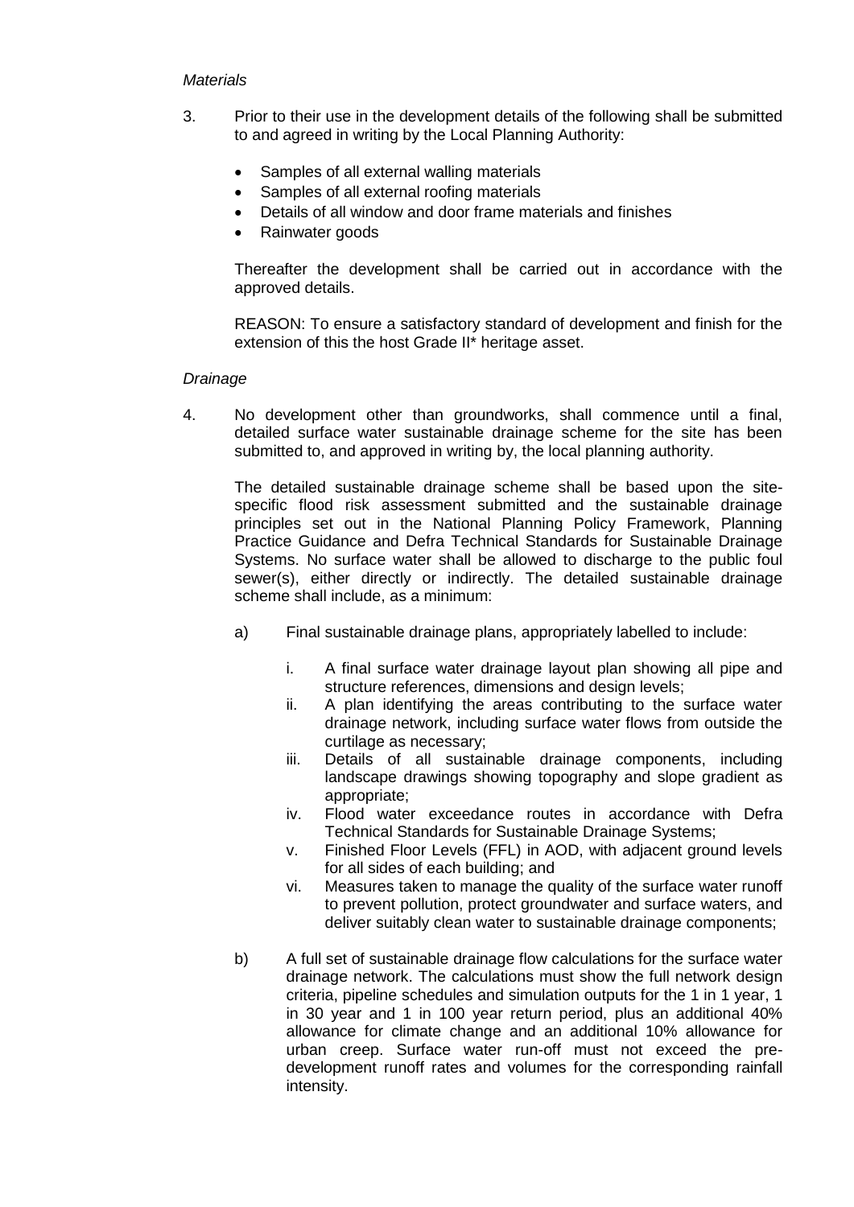*Materials*

3. Prior to their use in the development details of the following shall be submitted to and agreed in writing by the Local Planning Authority:

   - Samples of all external walling materials
   - Samples of all external roofing materials
   - Details of all window and door frame materials and finishes
   - Rainwater goods

   Thereafter the development shall be carried out in accordance with the approved details.

   REASON: To ensure a satisfactory standard of development and finish for the extension of this the host Grade II* heritage asset.

*Drainage*

4. No development other than groundworks, shall commence until a final, detailed surface water sustainable drainage scheme for the site has been submitted to, and approved in writing by, the local planning authority.

   The detailed sustainable drainage scheme shall be based upon the site-specific flood risk assessment submitted and the sustainable drainage principles set out in the National Planning Policy Framework, Planning Practice Guidance and Defra Technical Standards for Sustainable Drainage Systems. No surface water shall be allowed to discharge to the public foul sewer(s), either directly or indirectly. The detailed sustainable drainage scheme shall include, as a minimum:

   a) Final sustainable drainage plans, appropriately labelled to include:

      i. A final surface water drainage layout plan showing all pipe and structure references, dimensions and design levels;
      ii. A plan identifying the areas contributing to the surface water drainage network, including surface water flows from outside the curtilage as necessary;
      iii. Details of all sustainable drainage components, including landscape drawings showing topography and slope gradient as appropriate;
      iv. Flood water exceedance routes in accordance with Defra Technical Standards for Sustainable Drainage Systems;
      v. Finished Floor Levels (FFL) in AOD, with adjacent ground levels for all sides of each building; and
      vi. Measures taken to manage the quality of the surface water runoff to prevent pollution, protect groundwater and surface waters, and deliver suitably clean water to sustainable drainage components;

   b) A full set of sustainable drainage flow calculations for the surface water drainage network. The calculations must show the full network design criteria, pipeline schedules and simulation outputs for the 1 in 1 year, 1 in 30 year and 1 in 100 year return period, plus an additional 40% allowance for climate change and an additional 10% allowance for urban creep. Surface water run-off must not exceed the pre-development runoff rates and volumes for the corresponding rainfall intensity.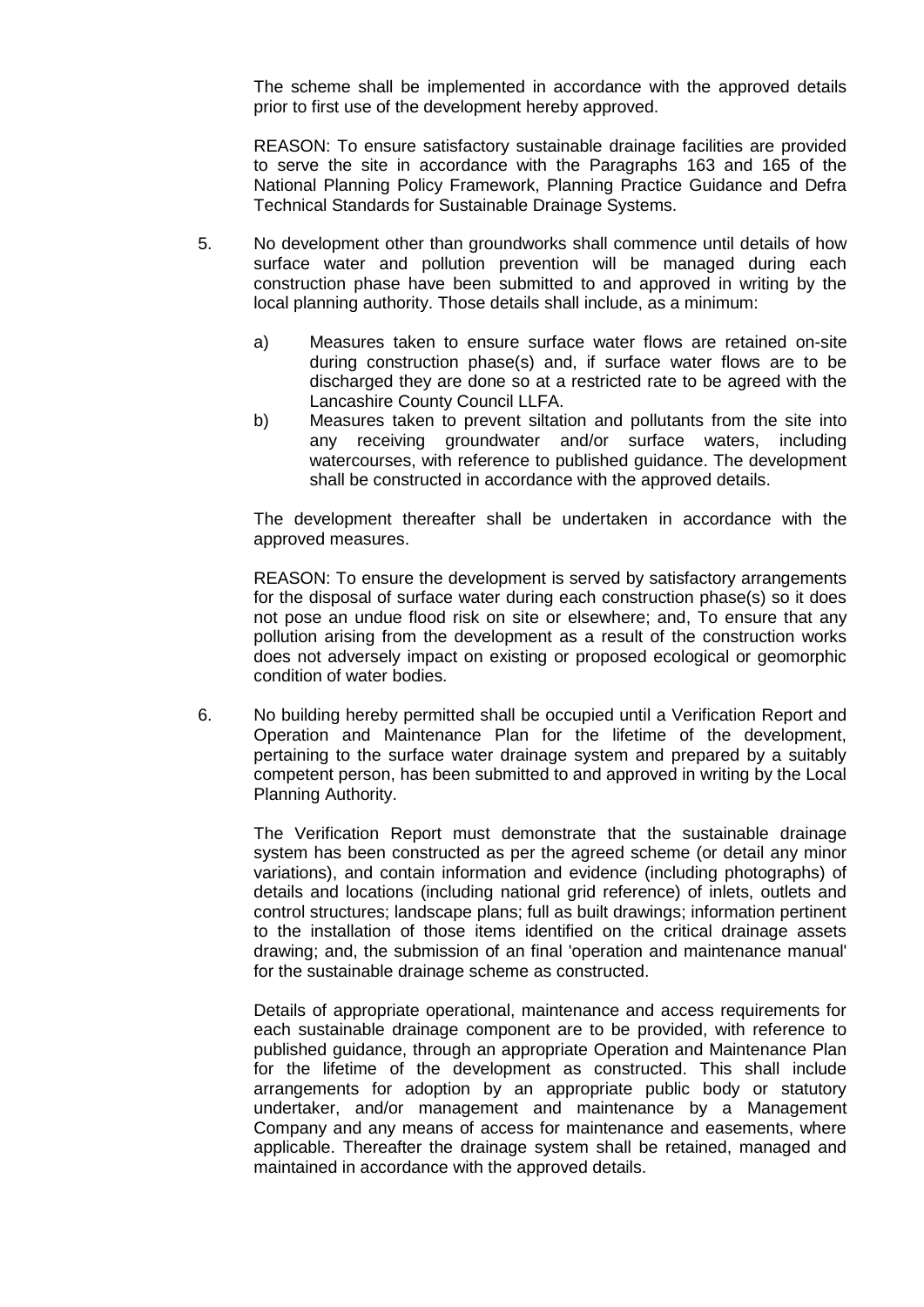The scheme shall be implemented in accordance with the approved details prior to first use of the development hereby approved.

REASON: To ensure satisfactory sustainable drainage facilities are provided to serve the site in accordance with the Paragraphs 163 and 165 of the National Planning Policy Framework, Planning Practice Guidance and Defra Technical Standards for Sustainable Drainage Systems.

5. No development other than groundworks shall commence until details of how surface water and pollution prevention will be managed during each construction phase have been submitted to and approved in writing by the local planning authority. Those details shall include, as a minimum:

   a) Measures taken to ensure surface water flows are retained on-site during construction phase(s) and, if surface water flows are to be discharged they are done so at a restricted rate to be agreed with the Lancashire County Council LLFA.
   b) Measures taken to prevent siltation and pollutants from the site into any receiving groundwater and/or surface waters, including watercourses, with reference to published guidance. The development shall be constructed in accordance with the approved details.

   The development thereafter shall be undertaken in accordance with the approved measures.

   REASON: To ensure the development is served by satisfactory arrangements for the disposal of surface water during each construction phase(s) so it does not pose an undue flood risk on site or elsewhere; and, To ensure that any pollution arising from the development as a result of the construction works does not adversely impact on existing or proposed ecological or geomorphic condition of water bodies.

6. No building hereby permitted shall be occupied until a Verification Report and Operation and Maintenance Plan for the lifetime of the development, pertaining to the surface water drainage system and prepared by a suitably competent person, has been submitted to and approved in writing by the Local Planning Authority.

   The Verification Report must demonstrate that the sustainable drainage system has been constructed as per the agreed scheme (or detail any minor variations), and contain information and evidence (including photographs) of details and locations (including national grid reference) of inlets, outlets and control structures; landscape plans; full as built drawings; information pertinent to the installation of those items identified on the critical drainage assets drawing; and, the submission of an final 'operation and maintenance manual' for the sustainable drainage scheme as constructed.

   Details of appropriate operational, maintenance and access requirements for each sustainable drainage component are to be provided, with reference to published guidance, through an appropriate Operation and Maintenance Plan for the lifetime of the development as constructed. This shall include arrangements for adoption by an appropriate public body or statutory undertaker, and/or management and maintenance by a Management Company and any means of access for maintenance and easements, where applicable. Thereafter the drainage system shall be retained, managed and maintained in accordance with the approved details.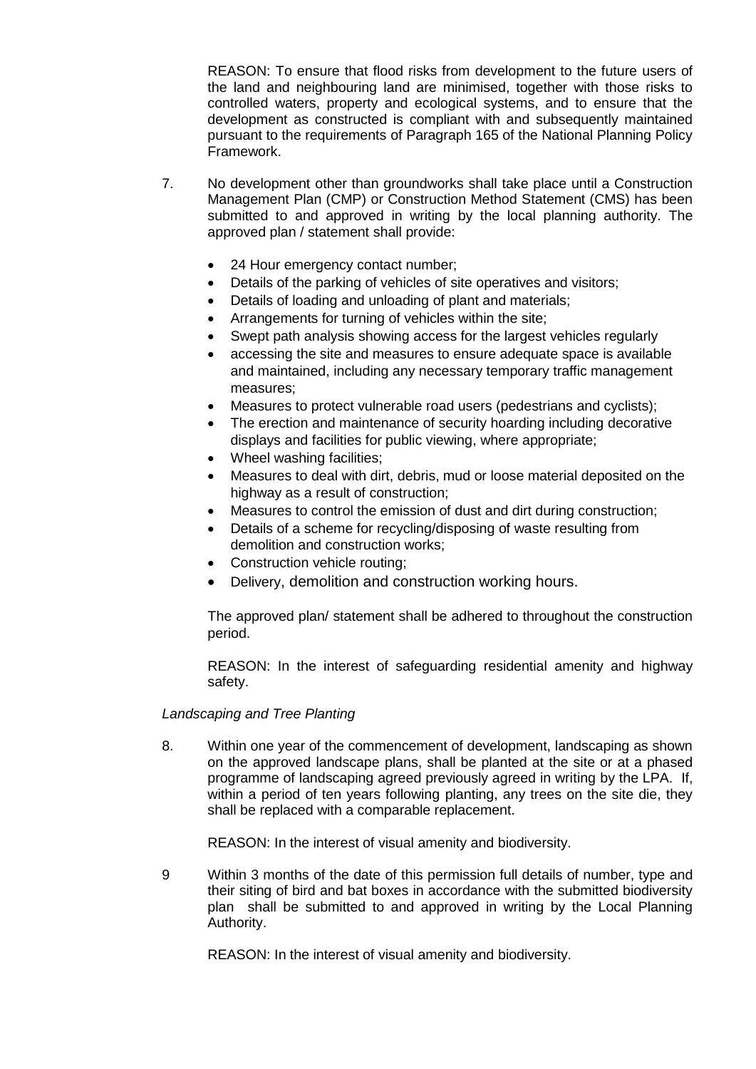REASON: To ensure that flood risks from development to the future users of the land and neighbouring land are minimised, together with those risks to controlled waters, property and ecological systems, and to ensure that the development as constructed is compliant with and subsequently maintained pursuant to the requirements of Paragraph 165 of the National Planning Policy Framework.

7. No development other than groundworks shall take place until a Construction Management Plan (CMP) or Construction Method Statement (CMS) has been submitted to and approved in writing by the local planning authority. The approved plan / statement shall provide:

   - 24 Hour emergency contact number;
   - Details of the parking of vehicles of site operatives and visitors;
   - Details of loading and unloading of plant and materials;
   - Arrangements for turning of vehicles within the site;
   - Swept path analysis showing access for the largest vehicles regularly
   - accessing the site and measures to ensure adequate space is available and maintained, including any necessary temporary traffic management measures;
   - Measures to protect vulnerable road users (pedestrians and cyclists);
   - The erection and maintenance of security hoarding including decorative displays and facilities for public viewing, where appropriate;
   - Wheel washing facilities;
   - Measures to deal with dirt, debris, mud or loose material deposited on the highway as a result of construction;
   - Measures to control the emission of dust and dirt during construction;
   - Details of a scheme for recycling/disposing of waste resulting from demolition and construction works;
   - Construction vehicle routing;
   - Delivery, demolition and construction working hours.

   The approved plan/ statement shall be adhered to throughout the construction period.

   REASON: In the interest of safeguarding residential amenity and highway safety.

*Landscaping and Tree Planting*

8. Within one year of the commencement of development, landscaping as shown on the approved landscape plans, shall be planted at the site or at a phased programme of landscaping agreed previously agreed in writing by the LPA. If, within a period of ten years following planting, any trees on the site die, they shall be replaced with a comparable replacement.

   REASON: In the interest of visual amenity and biodiversity.

9 Within 3 months of the date of this permission full details of number, type and their siting of bird and bat boxes in accordance with the submitted biodiversity plan shall be submitted to and approved in writing by the Local Planning Authority.

   REASON: In the interest of visual amenity and biodiversity.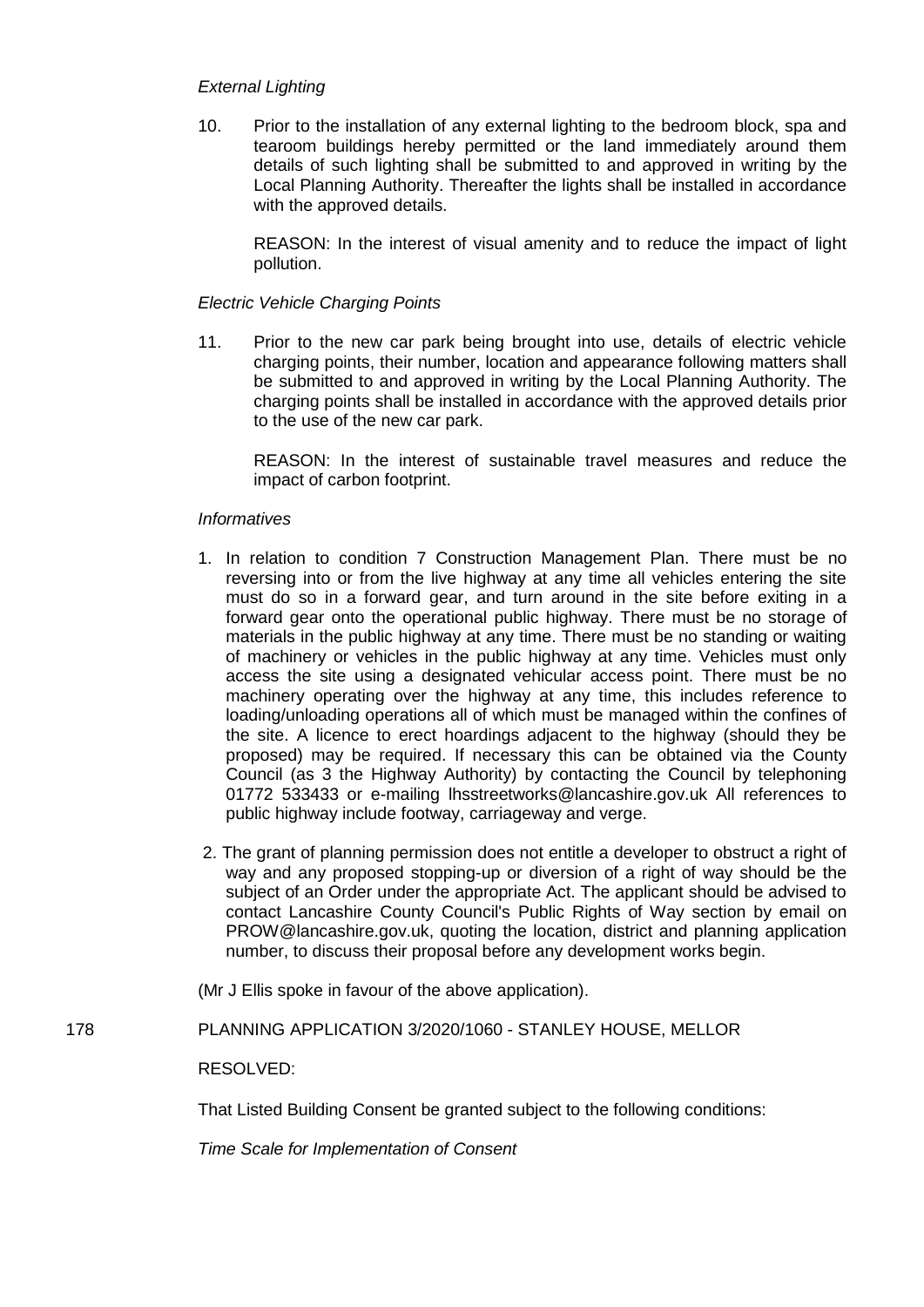*External Lighting*

10. Prior to the installation of any external lighting to the bedroom block, spa and tearoom buildings hereby permitted or the land immediately around them details of such lighting shall be submitted to and approved in writing by the Local Planning Authority. Thereafter the lights shall be installed in accordance with the approved details.

    REASON: In the interest of visual amenity and to reduce the impact of light pollution.

*Electric Vehicle Charging Points*

11. Prior to the new car park being brought into use, details of electric vehicle charging points, their number, location and appearance following matters shall be submitted to and approved in writing by the Local Planning Authority. The charging points shall be installed in accordance with the approved details prior to the use of the new car park.

    REASON: In the interest of sustainable travel measures and reduce the impact of carbon footprint.

*Informatives*

1. In relation to condition 7 Construction Management Plan. There must be no reversing into or from the live highway at any time all vehicles entering the site must do so in a forward gear, and turn around in the site before exiting in a forward gear onto the operational public highway. There must be no storage of materials in the public highway at any time. There must be no standing or waiting of machinery or vehicles in the public highway at any time. Vehicles must only access the site using a designated vehicular access point. There must be no machinery operating over the highway at any time, this includes reference to loading/unloading operations all of which must be managed within the confines of the site. A licence to erect hoardings adjacent to the highway (should they be proposed) may be required. If necessary this can be obtained via the County Council (as 3 the Highway Authority) by contacting the Council by telephoning 01772 533433 or e-mailing lhsstreetworks@lancashire.gov.uk All references to public highway include footway, carriageway and verge.

2. The grant of planning permission does not entitle a developer to obstruct a right of way and any proposed stopping-up or diversion of a right of way should be the subject of an Order under the appropriate Act. The applicant should be advised to contact Lancashire County Council's Public Rights of Way section by email on PROW@lancashire.gov.uk, quoting the location, district and planning application number, to discuss their proposal before any development works begin.

(Mr J Ellis spoke in favour of the above application).

178 PLANNING APPLICATION 3/2020/1060 - STANLEY HOUSE, MELLOR

RESOLVED:

That Listed Building Consent be granted subject to the following conditions:

*Time Scale for Implementation of Consent*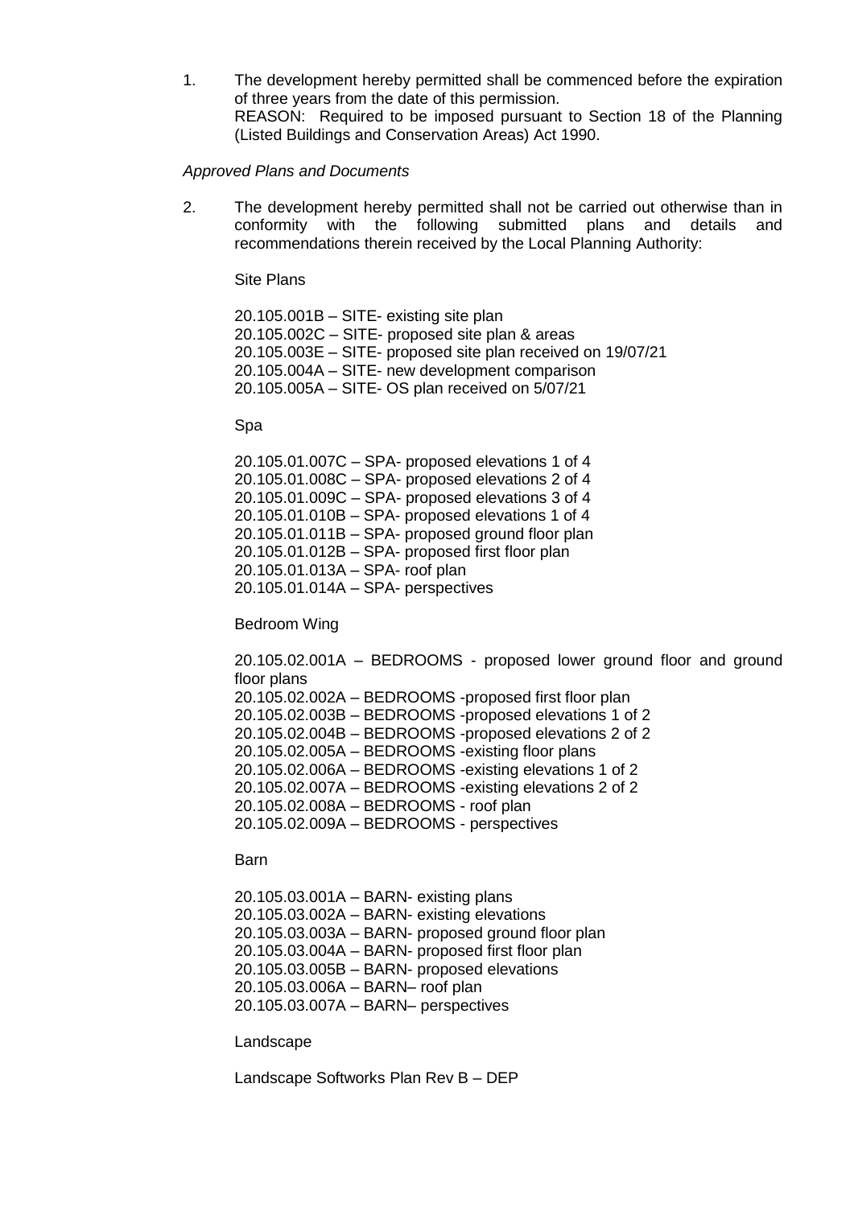1. The development hereby permitted shall be commenced before the expiration of three years from the date of this permission.
   REASON: Required to be imposed pursuant to Section 18 of the Planning (Listed Buildings and Conservation Areas) Act 1990.

*Approved Plans and Documents*

2. The development hereby permitted shall not be carried out otherwise than in conformity with the following submitted plans and details and recommendations therein received by the Local Planning Authority:

   Site Plans

   20.105.001B – SITE- existing site plan
   20.105.002C – SITE- proposed site plan & areas
   20.105.003E – SITE- proposed site plan received on 19/07/21
   20.105.004A – SITE- new development comparison
   20.105.005A – SITE- OS plan received on 5/07/21

   Spa

   20.105.01.007C – SPA- proposed elevations 1 of 4
   20.105.01.008C – SPA- proposed elevations 2 of 4
   20.105.01.009C – SPA- proposed elevations 3 of 4
   20.105.01.010B – SPA- proposed elevations 1 of 4
   20.105.01.011B – SPA- proposed ground floor plan
   20.105.01.012B – SPA- proposed first floor plan
   20.105.01.013A – SPA- roof plan
   20.105.01.014A – SPA- perspectives

   Bedroom Wing

   20.105.02.001A – BEDROOMS - proposed lower ground floor and ground floor plans
   20.105.02.002A – BEDROOMS -proposed first floor plan
   20.105.02.003B – BEDROOMS -proposed elevations 1 of 2
   20.105.02.004B – BEDROOMS -proposed elevations 2 of 2
   20.105.02.005A – BEDROOMS -existing floor plans
   20.105.02.006A – BEDROOMS -existing elevations 1 of 2
   20.105.02.007A – BEDROOMS -existing elevations 2 of 2
   20.105.02.008A – BEDROOMS - roof plan
   20.105.02.009A – BEDROOMS - perspectives

   Barn

   20.105.03.001A – BARN- existing plans
   20.105.03.002A – BARN- existing elevations
   20.105.03.003A – BARN- proposed ground floor plan
   20.105.03.004A – BARN- proposed first floor plan
   20.105.03.005B – BARN- proposed elevations
   20.105.03.006A – BARN– roof plan
   20.105.03.007A – BARN– perspectives

   Landscape

   Landscape Softworks Plan Rev B – DEP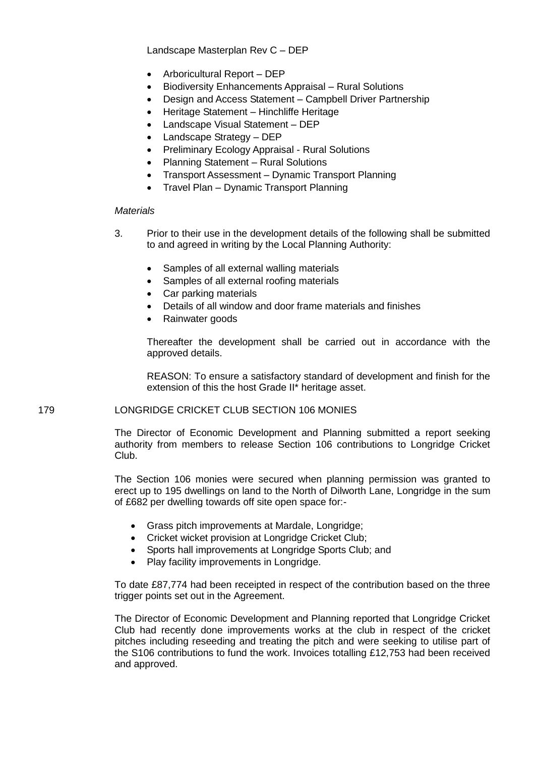Landscape Masterplan Rev C – DEP

- Arboricultural Report – DEP
- Biodiversity Enhancements Appraisal – Rural Solutions
- Design and Access Statement – Campbell Driver Partnership
- Heritage Statement – Hinchliffe Heritage
- Landscape Visual Statement – DEP
- Landscape Strategy – DEP
- Preliminary Ecology Appraisal - Rural Solutions
- Planning Statement – Rural Solutions
- Transport Assessment – Dynamic Transport Planning
- Travel Plan – Dynamic Transport Planning

*Materials*

3. Prior to their use in the development details of the following shall be submitted to and agreed in writing by the Local Planning Authority:

   - Samples of all external walling materials
   - Samples of all external roofing materials
   - Car parking materials
   - Details of all window and door frame materials and finishes
   - Rainwater goods

   Thereafter the development shall be carried out in accordance with the approved details.

   REASON: To ensure a satisfactory standard of development and finish for the extension of this the host Grade II* heritage asset.

179 LONGRIDGE CRICKET CLUB SECTION 106 MONIES

The Director of Economic Development and Planning submitted a report seeking authority from members to release Section 106 contributions to Longridge Cricket Club.

The Section 106 monies were secured when planning permission was granted to erect up to 195 dwellings on land to the North of Dilworth Lane, Longridge in the sum of £682 per dwelling towards off site open space for:-

- Grass pitch improvements at Mardale, Longridge;
- Cricket wicket provision at Longridge Cricket Club;
- Sports hall improvements at Longridge Sports Club; and
- Play facility improvements in Longridge.

To date £87,774 had been receipted in respect of the contribution based on the three trigger points set out in the Agreement.

The Director of Economic Development and Planning reported that Longridge Cricket Club had recently done improvements works at the club in respect of the cricket pitches including reseeding and treating the pitch and were seeking to utilise part of the S106 contributions to fund the work. Invoices totalling £12,753 had been received and approved.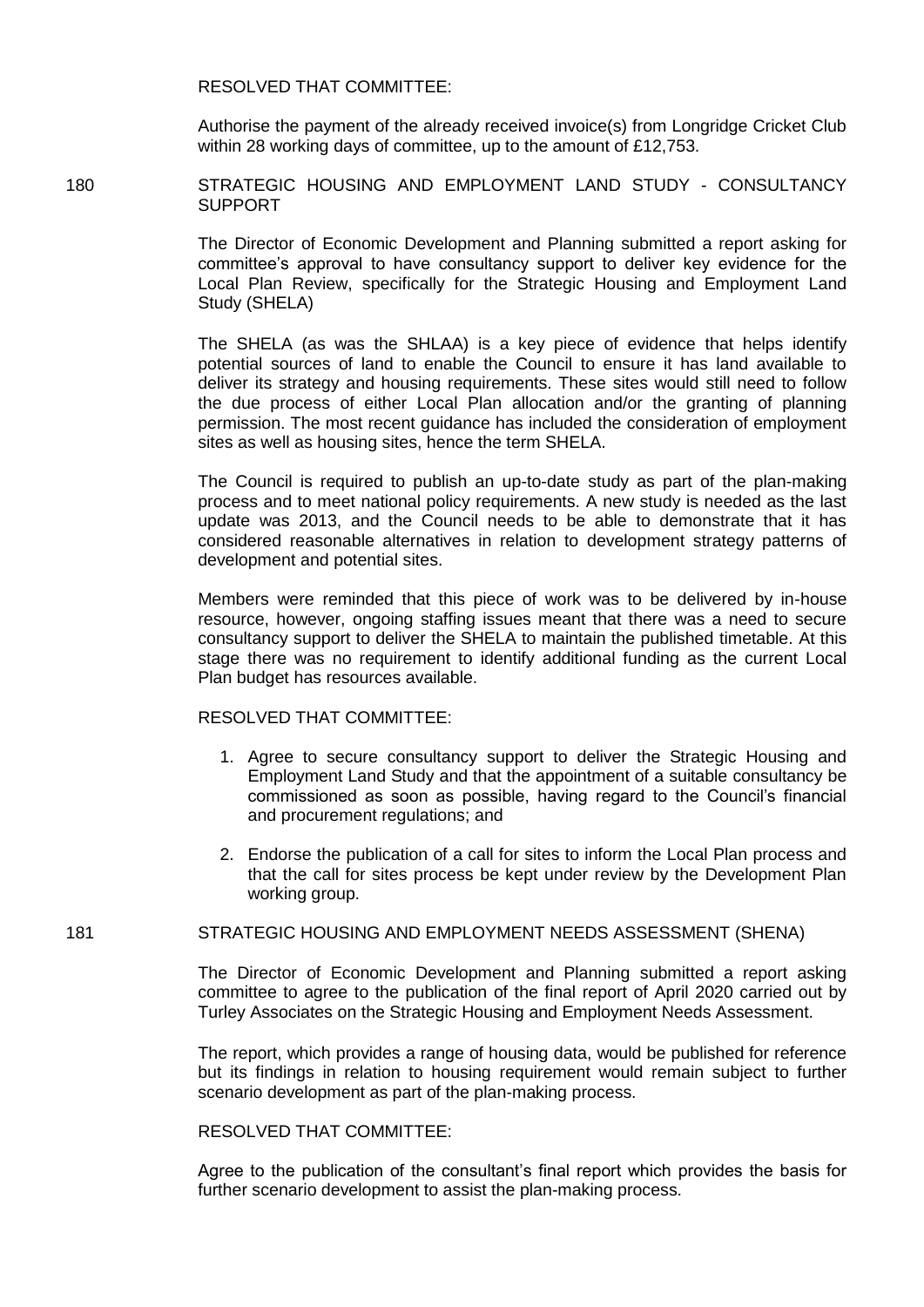RESOLVED THAT COMMITTEE:

Authorise the payment of the already received invoice(s) from Longridge Cricket Club within 28 working days of committee, up to the amount of £12,753.

180 STRATEGIC HOUSING AND EMPLOYMENT LAND STUDY - CONSULTANCY SUPPORT

The Director of Economic Development and Planning submitted a report asking for committee's approval to have consultancy support to deliver key evidence for the Local Plan Review, specifically for the Strategic Housing and Employment Land Study (SHELA)

The SHELA (as was the SHLAA) is a key piece of evidence that helps identify potential sources of land to enable the Council to ensure it has land available to deliver its strategy and housing requirements. These sites would still need to follow the due process of either Local Plan allocation and/or the granting of planning permission. The most recent guidance has included the consideration of employment sites as well as housing sites, hence the term SHELA.

The Council is required to publish an up-to-date study as part of the plan-making process and to meet national policy requirements. A new study is needed as the last update was 2013, and the Council needs to be able to demonstrate that it has considered reasonable alternatives in relation to development strategy patterns of development and potential sites.

Members were reminded that this piece of work was to be delivered by in-house resource, however, ongoing staffing issues meant that there was a need to secure consultancy support to deliver the SHELA to maintain the published timetable. At this stage there was no requirement to identify additional funding as the current Local Plan budget has resources available.

RESOLVED THAT COMMITTEE:

1. Agree to secure consultancy support to deliver the Strategic Housing and Employment Land Study and that the appointment of a suitable consultancy be commissioned as soon as possible, having regard to the Council's financial and procurement regulations; and
2. Endorse the publication of a call for sites to inform the Local Plan process and that the call for sites process be kept under review by the Development Plan working group.

181 STRATEGIC HOUSING AND EMPLOYMENT NEEDS ASSESSMENT (SHENA)

The Director of Economic Development and Planning submitted a report asking committee to agree to the publication of the final report of April 2020 carried out by Turley Associates on the Strategic Housing and Employment Needs Assessment.

The report, which provides a range of housing data, would be published for reference but its findings in relation to housing requirement would remain subject to further scenario development as part of the plan-making process.

RESOLVED THAT COMMITTEE:

Agree to the publication of the consultant's final report which provides the basis for further scenario development to assist the plan-making process.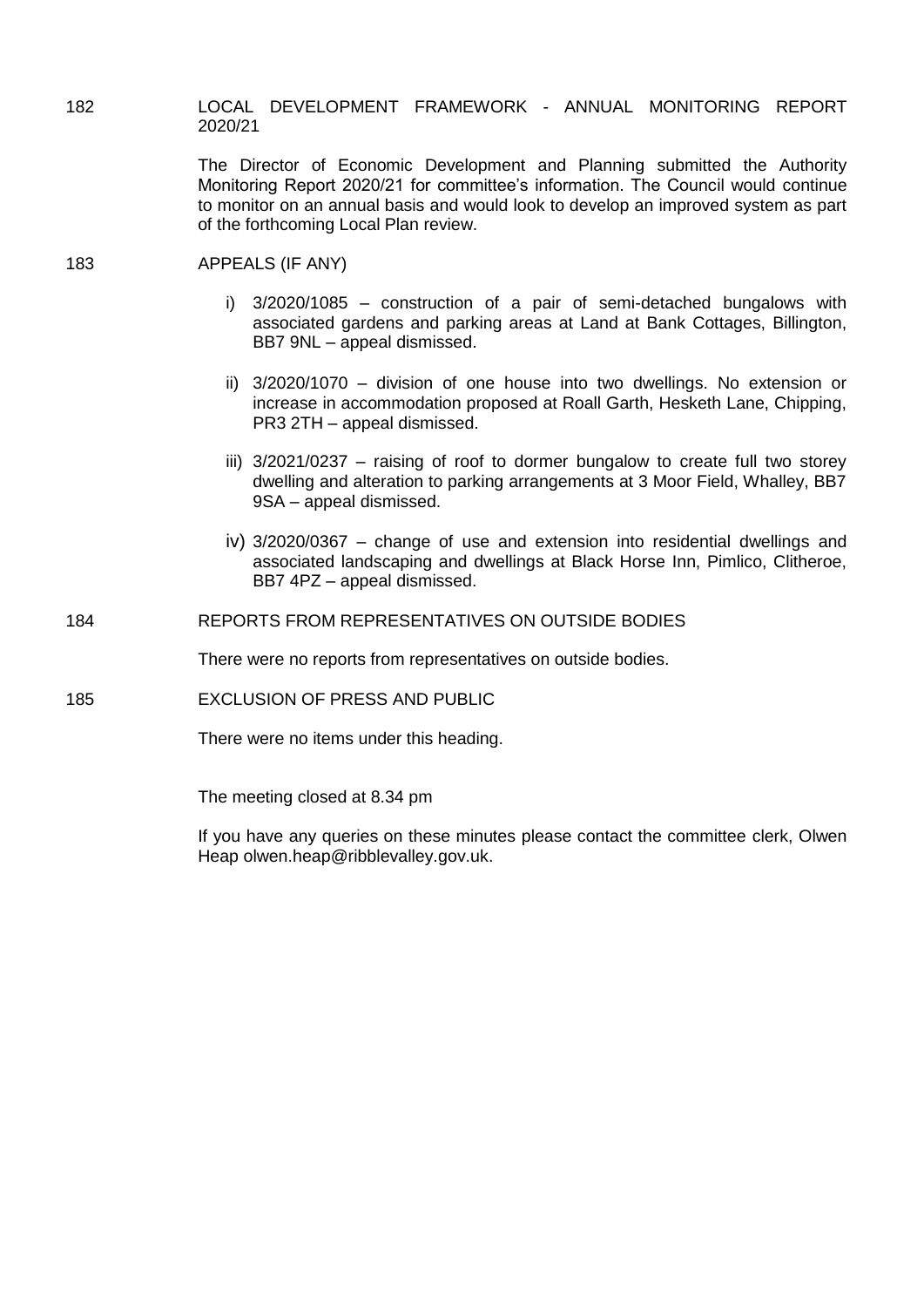182 LOCAL DEVELOPMENT FRAMEWORK - ANNUAL MONITORING REPORT 2020/21

The Director of Economic Development and Planning submitted the Authority Monitoring Report 2020/21 for committee's information. The Council would continue to monitor on an annual basis and would look to develop an improved system as part of the forthcoming Local Plan review.

183 APPEALS (IF ANY)

i) 3/2020/1085 – construction of a pair of semi-detached bungalows with associated gardens and parking areas at Land at Bank Cottages, Billington, BB7 9NL – appeal dismissed.

ii) 3/2020/1070 – division of one house into two dwellings. No extension or increase in accommodation proposed at Roall Garth, Hesketh Lane, Chipping, PR3 2TH – appeal dismissed.

iii) 3/2021/0237 – raising of roof to dormer bungalow to create full two storey dwelling and alteration to parking arrangements at 3 Moor Field, Whalley, BB7 9SA – appeal dismissed.

iv) 3/2020/0367 – change of use and extension into residential dwellings and associated landscaping and dwellings at Black Horse Inn, Pimlico, Clitheroe, BB7 4PZ – appeal dismissed.

184 REPORTS FROM REPRESENTATIVES ON OUTSIDE BODIES

There were no reports from representatives on outside bodies.

185 EXCLUSION OF PRESS AND PUBLIC

There were no items under this heading.

The meeting closed at 8.34 pm

If you have any queries on these minutes please contact the committee clerk, Olwen Heap olwen.heap@ribblevalley.gov.uk.